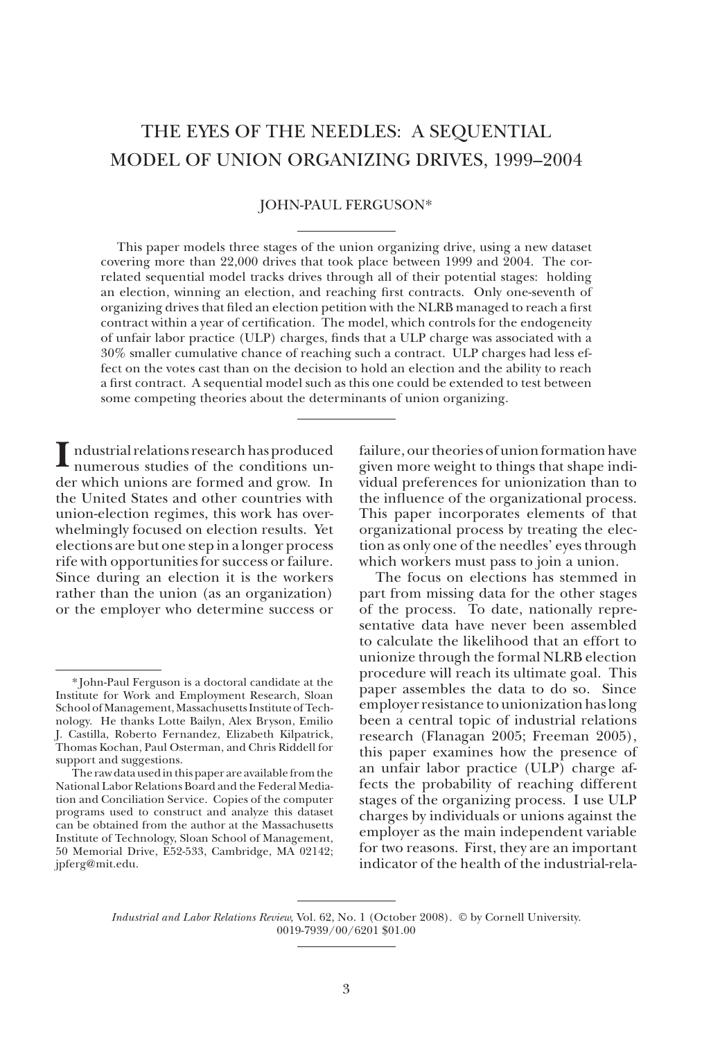# THE EYES OF THE NEEDLES: A SEQUENTIAL MODEL OF UNION ORGANIZING DRIVES, 1999–2004

JOHN-PAUL FERGUSON*

This paper models three stages of the union organizing drive, using a new dataset covering more than 22,000 drives that took place between 1999 and 2004. The correlated sequential model tracks drives through all of their potential stages: holding an election, winning an election, and reaching first contracts. Only one-seventh of organizing drives that filed an election petition with the NLRB managed to reach a first contract within a year of certification. The model, which controls for the endogeneity of unfair labor practice (ULP) charges, finds that a ULP charge was associated with a 30% smaller cumulative chance of reaching such a contract. ULP charges had less effect on the votes cast than on the decision to hold an election and the ability to reach a first contract. A sequential model such as this one could be extended to test between some competing theories about the determinants of union organizing.

Industrial relations research has produced numerous studies of the conditions under which unions are formed and grow. In the United States and other countries with union-election regimes, this work has overwhelmingly focused on election results. Yet elections are but one step in a longer process rife with opportunities for success or failure. Since during an election it is the workers rather than the union (as an organization) or the employer who determine success or failure, our theories of union formation have given more weight to things that shape individual preferences for unionization than to the influence of the organizational process. This paper incorporates elements of that organizational process by treating the election as only one of the needles' eyes through which workers must pass to join a union.

The focus on elections has stemmed in part from missing data for the other stages of the process. To date, nationally representative data have never been assembled to calculate the likelihood that an effort to unionize through the formal NLRB election procedure will reach its ultimate goal. This paper assembles the data to do so. Since employer resistance to unionization has long been a central topic of industrial relations research (Flanagan 2005; Freeman 2005), this paper examines how the presence of an unfair labor practice (ULP) charge affects the probability of reaching different stages of the organizing process. I use ULP charges by individuals or unions against the employer as the main independent variable for two reasons. First, they are an important indicator of the health of the industrial-rela-

---

*John-Paul Ferguson is a doctoral candidate at the Institute for Work and Employment Research, Sloan School of Management, Massachusetts Institute of Technology. He thanks Lotte Bailyn, Alex Bryson, Emilio J. Castilla, Roberto Fernandez, Elizabeth Kilpatrick, Thomas Kochan, Paul Osterman, and Chris Riddell for support and suggestions.

The raw data used in this paper are available from the National Labor Relations Board and the Federal Mediation and Conciliation Service. Copies of the computer programs used to construct and analyze this dataset can be obtained from the author at the Massachusetts Institute of Technology, Sloan School of Management, 50 Memorial Drive, E52-533, Cambridge, MA 02142; jpferg@mit.edu.

*Industrial and Labor Relations Review*, Vol. 62, No. 1 (October 2008). © by Cornell University. 0019-7939/00/6201 $01.00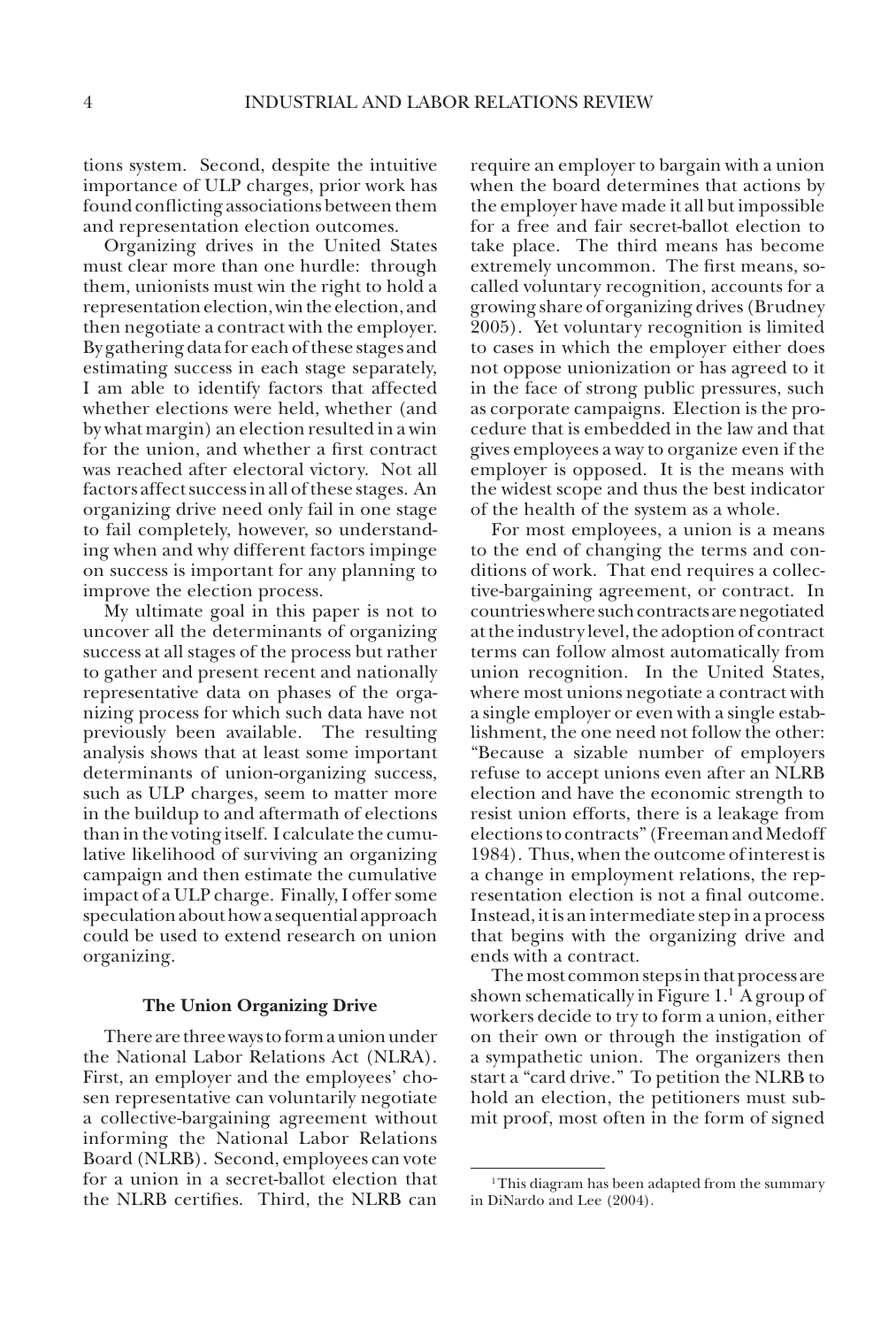tions system. Second, despite the intuitive importance of ULP charges, prior work has found conflicting associations between them and representation election outcomes.

Organizing drives in the United States must clear more than one hurdle: through them, unionists must win the right to hold a representation election, win the election, and then negotiate a contract with the employer. By gathering data for each of these stages and estimating success in each stage separately, I am able to identify factors that affected whether elections were held, whether (and by what margin) an election resulted in a win for the union, and whether a first contract was reached after electoral victory. Not all factors affect success in all of these stages. An organizing drive need only fail in one stage to fail completely, however, so understanding when and why different factors impinge on success is important for any planning to improve the election process.

My ultimate goal in this paper is not to uncover all the determinants of organizing success at all stages of the process but rather to gather and present recent and nationally representative data on phases of the organizing process for which such data have not previously been available. The resulting analysis shows that at least some important determinants of union-organizing success, such as ULP charges, seem to matter more in the buildup to and aftermath of elections than in the voting itself. I calculate the cumulative likelihood of surviving an organizing campaign and then estimate the cumulative impact of a ULP charge. Finally, I offer some speculation about how a sequential approach could be used to extend research on union organizing.

### The Union Organizing Drive

There are three ways to form a union under the National Labor Relations Act (NLRA). First, an employer and the employees' chosen representative can voluntarily negotiate a collective-bargaining agreement without informing the National Labor Relations Board (NLRB). Second, employees can vote for a union in a secret-ballot election that the NLRB certifies. Third, the NLRB can require an employer to bargain with a union when the board determines that actions by the employer have made it all but impossible for a free and fair secret-ballot election to take place. The third means has become extremely uncommon. The first means, so-called voluntary recognition, accounts for a growing share of organizing drives (Brudney 2005). Yet voluntary recognition is limited to cases in which the employer either does not oppose unionization or has agreed to it in the face of strong public pressures, such as corporate campaigns. Election is the procedure that is embedded in the law and that gives employees a way to organize even if the employer is opposed. It is the means with the widest scope and thus the best indicator of the health of the system as a whole.

For most employees, a union is a means to the end of changing the terms and conditions of work. That end requires a collective-bargaining agreement, or contract. In countries where such contracts are negotiated at the industry level, the adoption of contract terms can follow almost automatically from union recognition. In the United States, where most unions negotiate a contract with a single employer or even with a single establishment, the one need not follow the other: "Because a sizable number of employers refuse to accept unions even after an NLRB election and have the economic strength to resist union efforts, there is a leakage from elections to contracts" (Freeman and Medoff 1984). Thus, when the outcome of interest is a change in employment relations, the representation election is not a final outcome. Instead, it is an intermediate step in a process that begins with the organizing drive and ends with a contract.

The most common steps in that process are shown schematically in Figure 1.[1] A group of workers decide to try to form a union, either on their own or through the instigation of a sympathetic union. The organizers then start a "card drive." To petition the NLRB to hold an election, the petitioners must submit proof, most often in the form of signed

[1] This diagram has been adapted from the summary in DiNardo and Lee (2004).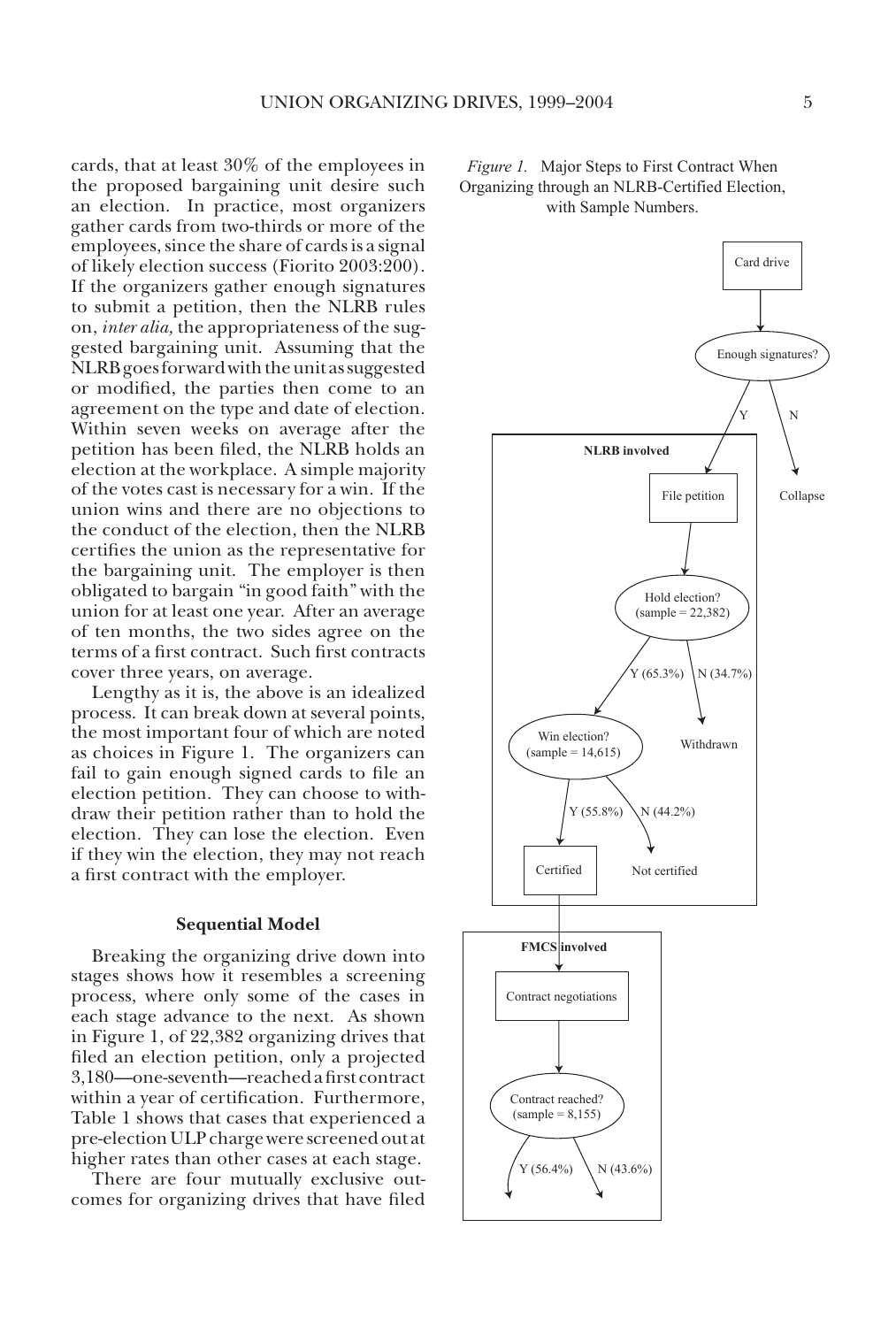cards, that at least 30% of the employees in the proposed bargaining unit desire such an election. In practice, most organizers gather cards from two-thirds or more of the employees, since the share of cards is a signal of likely election success (Fiorito 2003:200). If the organizers gather enough signatures to submit a petition, then the NLRB rules on, *inter alia,* the appropriateness of the suggested bargaining unit. Assuming that the NLRB goes forward with the unit as suggested or modified, the parties then come to an agreement on the type and date of election. Within seven weeks on average after the petition has been filed, the NLRB holds an election at the workplace. A simple majority of the votes cast is necessary for a win. If the union wins and there are no objections to the conduct of the election, then the NLRB certifies the union as the representative for the bargaining unit. The employer is then obligated to bargain "in good faith" with the union for at least one year. After an average of ten months, the two sides agree on the terms of a first contract. Such first contracts cover three years, on average.

Lengthy as it is, the above is an idealized process. It can break down at several points, the most important four of which are noted as choices in Figure 1. The organizers can fail to gain enough signed cards to file an election petition. They can choose to withdraw their petition rather than to hold the election. They can lose the election. Even if they win the election, they may not reach a first contract with the employer.

### Sequential Model

Breaking the organizing drive down into stages shows how it resembles a screening process, where only some of the cases in each stage advance to the next. As shown in Figure 1, of 22,382 organizing drives that filed an election petition, only a projected 3,180—one-seventh—reached a first contract within a year of certification. Furthermore, Table 1 shows that cases that experienced a pre-election ULP charge were screened out at higher rates than other cases at each stage.

There are four mutually exclusive outcomes for organizing drives that have filed

*Figure 1.* Major Steps to First Contract When Organizing through an NLRB-Certified Election, with Sample Numbers.

- Card drive
- Enough signatures? — Y: File petition (NLRB involved); N: Collapse
- NLRB involved:
  - File petition
  - Hold election? (sample = 22,382) — Y (65.3%); N (34.7%): Withdrawn
  - Win election? (sample = 14,615) — Y (55.8%): Certified; N (44.2%): Not certified
- FMCS involved:
  - Contract negotiations
  - Contract reached? (sample = 8,155) — Y (56.4%); N (43.6%)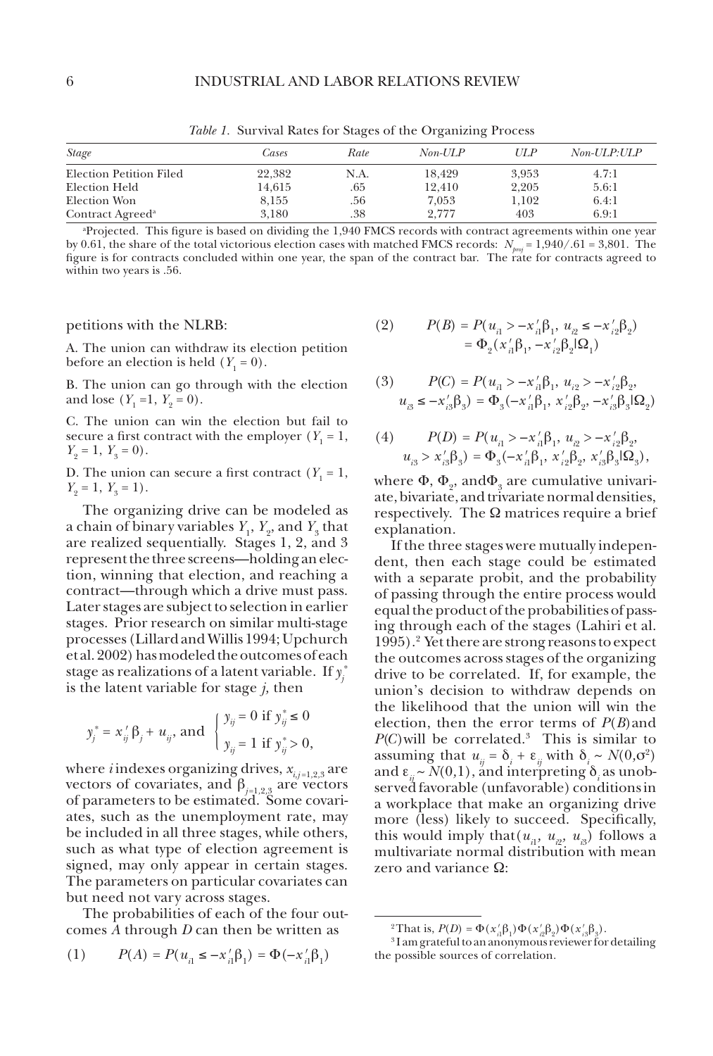*Table 1.* Survival Rates for Stages of the Organizing Process

| *Stage* | *Cases* | *Rate* | *Non-ULP* | *ULP* | *Non-ULP:ULP* |
|---|---|---|---|---|---|
| Election Petition Filed | 22,382 | N.A. | 18,429 | 3,953 | 4.7:1 |
| Election Held | 14,615 | .65 | 12,410 | 2,205 | 5.6:1 |
| Election Won | 8,155 | .56 | 7,053 | 1,102 | 6.4:1 |
| Contract Agreed[a] | 3,180 | .38 | 2,777 | 403 | 6.9:1 |

[a]Projected. This figure is based on dividing the 1,940 FMCS records with contract agreements within one year by 0.61, the share of the total victorious election cases with matched FMCS records: $N_{proj} = 1{,}940/.61 = 3{,}801$. The figure is for contracts concluded within one year, the span of the contract bar. The rate for contracts agreed to within two years is .56.

petitions with the NLRB:

A. The union can withdraw its election petition before an election is held ($Y_1 = 0$).

B. The union can go through with the election and lose ($Y_1 = 1$, $Y_2 = 0$).

C. The union can win the election but fail to secure a first contract with the employer ($Y_1 = 1$, $Y_2 = 1$, $Y_3 = 0$).

D. The union can secure a first contract ($Y_1 = 1$, $Y_2 = 1$, $Y_3 = 1$).

The organizing drive can be modeled as a chain of binary variables $Y_1$, $Y_2$, and $Y_3$ that are realized sequentially. Stages 1, 2, and 3 represent the three screens—holding an election, winning that election, and reaching a contract—through which a drive must pass. Later stages are subject to selection in earlier stages. Prior research on similar multi-stage processes (Lillard and Willis 1994; Upchurch et al. 2002) has modeled the outcomes of each stage as realizations of a latent variable. If $y_j^*$ is the latent variable for stage $j$, then

$$y_j^* = x_{ij}'\beta_j + u_{ij}, \text{ and } \begin{cases} y_{ij} = 0 \text{ if } y_{ij}^* \leq 0 \\ y_{ij} = 1 \text{ if } y_{ij}^* > 0, \end{cases}$$

where $i$ indexes organizing drives, $x_{i,j=1,2,3}$ are vectors of covariates, and $\beta_{j=1,2,3}$ are vectors of parameters to be estimated. Some covariates, such as the unemployment rate, may be included in all three stages, while others, such as what type of election agreement is signed, may only appear in certain stages. The parameters on particular covariates can but need not vary across stages.

The probabilities of each of the four outcomes $A$ through $D$ can then be written as

$$(1) \qquad P(A) = P(u_{i1} \leq -x_{i1}'\beta_1) = \Phi(-x_{i1}'\beta_1)$$

$$(2) \qquad P(B) = P(u_{i1} > -x_{i1}'\beta_1,\ u_{i2} \leq -x_{i2}'\beta_2) = \Phi_2(x_{i1}'\beta_1, -x_{i2}'\beta_2 | \Omega_1)$$

$$(3) \qquad P(C) = P(u_{i1} > -x_{i1}'\beta_1,\ u_{i2} > -x_{i2}'\beta_2,\ u_{i3} \leq -x_{i3}'\beta_3) = \Phi_3(-x_{i1}'\beta_1, x_{i2}'\beta_2, -x_{i3}'\beta_3 | \Omega_2)$$

$$(4) \qquad P(D) = P(u_{i1} > -x_{i1}'\beta_1,\ u_{i2} > -x_{i2}'\beta_2,\ u_{i3} > x_{i3}'\beta_3) = \Phi_3(-x_{i1}'\beta_1, x_{i2}'\beta_2, x_{i3}'\beta_3 | \Omega_3),$$

where $\Phi$, $\Phi_2$, and $\Phi_3$ are cumulative univariate, bivariate, and trivariate normal densities, respectively. The $\Omega$ matrices require a brief explanation.

If the three stages were mutually independent, then each stage could be estimated with a separate probit, and the probability of passing through the entire process would equal the product of the probabilities of passing through each of the stages (Lahiri et al. 1995).[2] Yet there are strong reasons to expect the outcomes across stages of the organizing drive to be correlated. If, for example, the union's decision to withdraw depends on the likelihood that the union will win the election, then the error terms of $P(B)$ and $P(C)$ will be correlated.[3] This is similar to assuming that $u_{ij} = \delta_i + \varepsilon_{ij}$ with $\delta_i \sim N(0,\sigma^2)$ and $\varepsilon_{ij} \sim N(0,1)$, and interpreting $\delta_i$ as unobserved favorable (unfavorable) conditions in a workplace that make an organizing drive more (less) likely to succeed. Specifically, this would imply that $(u_{i1}, u_{i2}, u_{i3})$ follows a multivariate normal distribution with mean zero and variance $\Omega$:

[2]That is, $P(D) = \Phi(x_{i1}'\beta_1)\Phi(x_{i2}'\beta_2)\Phi(x_{i3}'\beta_3)$.

[3]I am grateful to an anonymous reviewer for detailing the possible sources of correlation.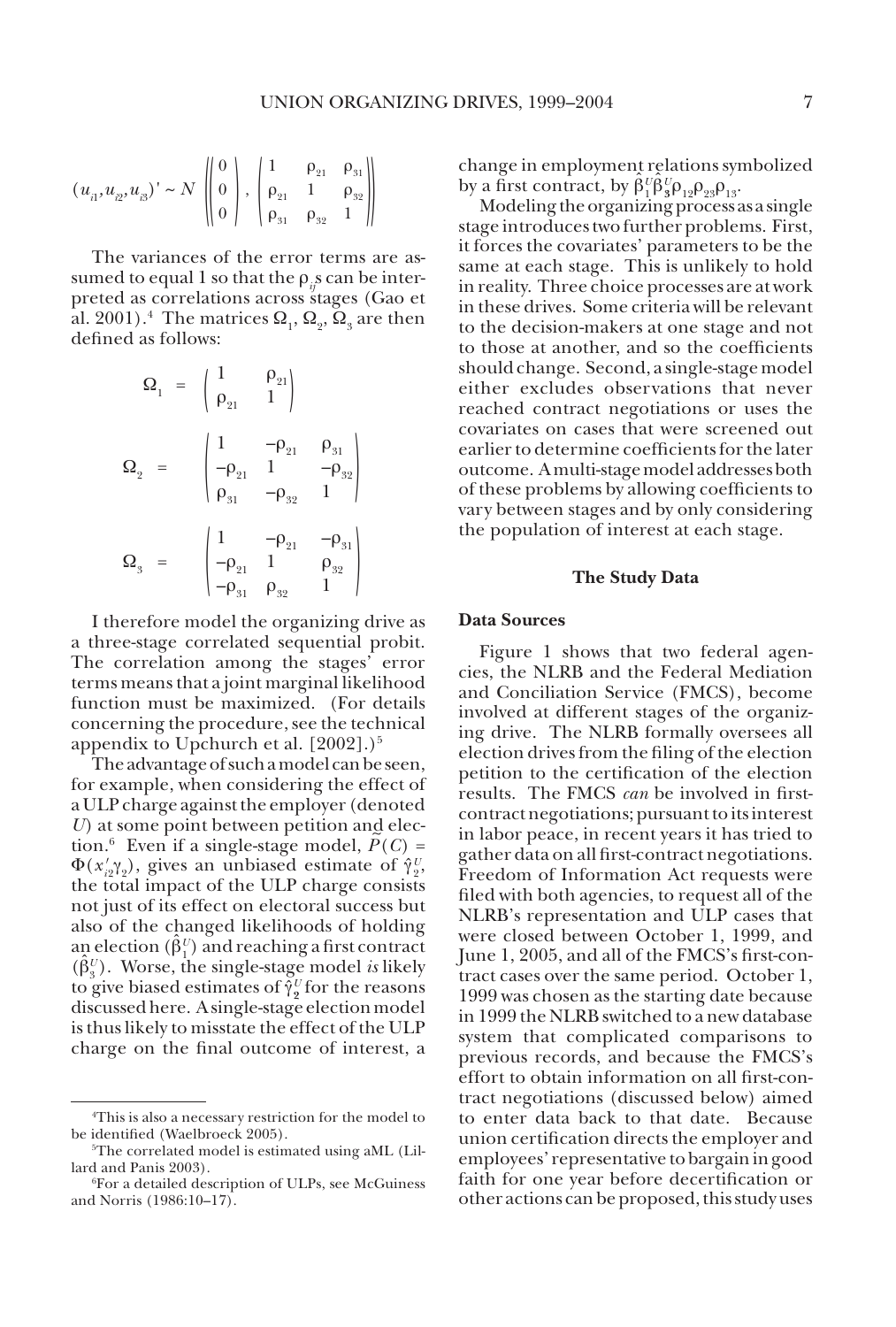$$(u_{i1}, u_{i2}, u_{i3})' \sim N\left(\begin{pmatrix}0\\0\\0\end{pmatrix}, \begin{pmatrix}1 & \rho_{21} & \rho_{31}\\ \rho_{21} & 1 & \rho_{32}\\ \rho_{31} & \rho_{32} & 1\end{pmatrix}\right)$$

The variances of the error terms are assumed to equal 1 so that the $\rho_{ij}$s can be interpreted as correlations across stages (Gao et al. 2001).[4] The matrices $\Omega_1$, $\Omega_2$, $\Omega_3$ are then defined as follows:

$$\Omega_1 = \begin{pmatrix}1 & \rho_{21}\\ \rho_{21} & 1\end{pmatrix}$$

$$\Omega_2 = \begin{pmatrix}1 & -\rho_{21} & \rho_{31}\\ -\rho_{21} & 1 & -\rho_{32}\\ \rho_{31} & -\rho_{32} & 1\end{pmatrix}$$

$$\Omega_3 = \begin{pmatrix}1 & -\rho_{21} & -\rho_{31}\\ -\rho_{21} & 1 & \rho_{32}\\ -\rho_{31} & \rho_{32} & 1\end{pmatrix}$$

I therefore model the organizing drive as a three-stage correlated sequential probit. The correlation among the stages' error terms means that a joint marginal likelihood function must be maximized. (For details concerning the procedure, see the technical appendix to Upchurch et al. [2002].)[5]

The advantage of such a model can be seen, for example, when considering the effect of a ULP charge against the employer (denoted $U$) at some point between petition and election.[6] Even if a single-stage model, $\tilde{P}(C) = \Phi(x_{i2}'\gamma_2)$, gives an unbiased estimate of $\hat{\gamma}_2^U$, the total impact of the ULP charge consists not just of its effect on electoral success but also of the changed likelihoods of holding an election ($\hat{\beta}_1^U$) and reaching a first contract ($\hat{\beta}_3^U$). Worse, the single-stage model *is* likely to give biased estimates of $\hat{\gamma}_2^U$ for the reasons discussed here. A single-stage election model is thus likely to misstate the effect of the ULP charge on the final outcome of interest, a change in employment relations symbolized by a first contract, by $\hat{\beta}_1^U\hat{\beta}_3^U\rho_{12}\rho_{23}\rho_{13}$.

Modeling the organizing process as a single stage introduces two further problems. First, it forces the covariates' parameters to be the same at each stage. This is unlikely to hold in reality. Three choice processes are at work in these drives. Some criteria will be relevant to the decision-makers at one stage and not to those at another, and so the coefficients should change. Second, a single-stage model either excludes observations that never reached contract negotiations or uses the covariates on cases that were screened out earlier to determine coefficients for the later outcome. A multi-stage model addresses both of these problems by allowing coefficients to vary between stages and by only considering the population of interest at each stage.

## The Study Data

### Data Sources

Figure 1 shows that two federal agencies, the NLRB and the Federal Mediation and Conciliation Service (FMCS), become involved at different stages of the organizing drive. The NLRB formally oversees all election drives from the filing of the election petition to the certification of the election results. The FMCS *can* be involved in first-contract negotiations; pursuant to its interest in labor peace, in recent years it has tried to gather data on all first-contract negotiations. Freedom of Information Act requests were filed with both agencies, to request all of the NLRB's representation and ULP cases that were closed between October 1, 1999, and June 1, 2005, and all of the FMCS's first-contract cases over the same period. October 1, 1999 was chosen as the starting date because in 1999 the NLRB switched to a new database system that complicated comparisons to previous records, and because the FMCS's effort to obtain information on all first-contract negotiations (discussed below) aimed to enter data back to that date. Because union certification directs the employer and employees' representative to bargain in good faith for one year before decertification or other actions can be proposed, this study uses

---

[4] This is also a necessary restriction for the model to be identified (Waelbroeck 2005).

[5] The correlated model is estimated using aML (Lillard and Panis 2003).

[6] For a detailed description of ULPs, see McGuiness and Norris (1986:10–17).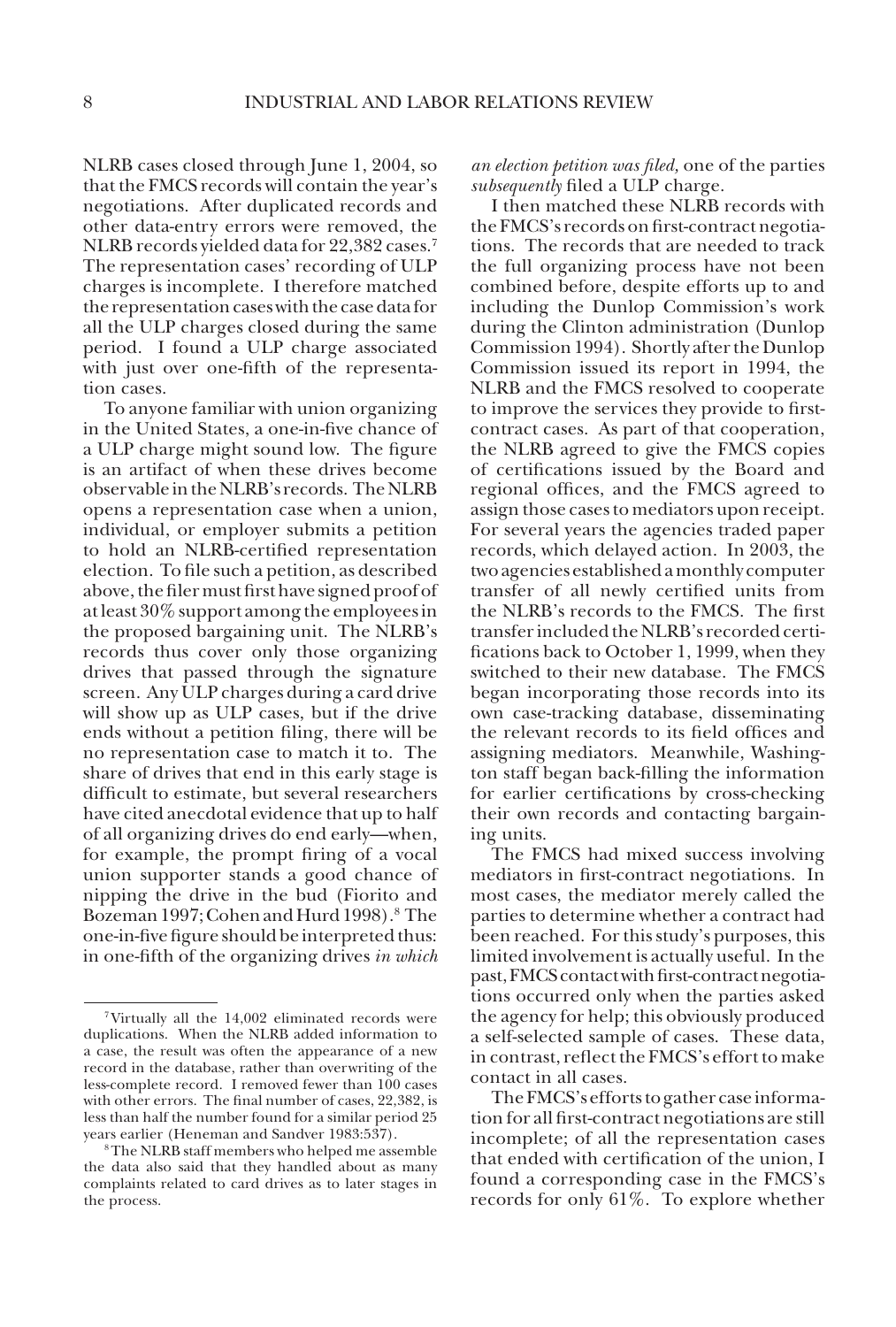NLRB cases closed through June 1, 2004, so that the FMCS records will contain the year's negotiations. After duplicated records and other data-entry errors were removed, the NLRB records yielded data for 22,382 cases.[7] The representation cases' recording of ULP charges is incomplete. I therefore matched the representation cases with the case data for all the ULP charges closed during the same period. I found a ULP charge associated with just over one-fifth of the representation cases.

To anyone familiar with union organizing in the United States, a one-in-five chance of a ULP charge might sound low. The figure is an artifact of when these drives become observable in the NLRB's records. The NLRB opens a representation case when a union, individual, or employer submits a petition to hold an NLRB-certified representation election. To file such a petition, as described above, the filer must first have signed proof of at least 30% support among the employees in the proposed bargaining unit. The NLRB's records thus cover only those organizing drives that passed through the signature screen. Any ULP charges during a card drive will show up as ULP cases, but if the drive ends without a petition filing, there will be no representation case to match it to. The share of drives that end in this early stage is difficult to estimate, but several researchers have cited anecdotal evidence that up to half of all organizing drives do end early—when, for example, the prompt firing of a vocal union supporter stands a good chance of nipping the drive in the bud (Fiorito and Bozeman 1997; Cohen and Hurd 1998).[8] The one-in-five figure should be interpreted thus: in one-fifth of the organizing drives *in which an election petition was filed,* one of the parties *subsequently* filed a ULP charge.

I then matched these NLRB records with the FMCS's records on first-contract negotiations. The records that are needed to track the full organizing process have not been combined before, despite efforts up to and including the Dunlop Commission's work during the Clinton administration (Dunlop Commission 1994). Shortly after the Dunlop Commission issued its report in 1994, the NLRB and the FMCS resolved to cooperate to improve the services they provide to first-contract cases. As part of that cooperation, the NLRB agreed to give the FMCS copies of certifications issued by the Board and regional offices, and the FMCS agreed to assign those cases to mediators upon receipt. For several years the agencies traded paper records, which delayed action. In 2003, the two agencies established a monthly computer transfer of all newly certified units from the NLRB's records to the FMCS. The first transfer included the NLRB's recorded certifications back to October 1, 1999, when they switched to their new database. The FMCS began incorporating those records into its own case-tracking database, disseminating the relevant records to its field offices and assigning mediators. Meanwhile, Washington staff began back-filling the information for earlier certifications by cross-checking their own records and contacting bargaining units.

The FMCS had mixed success involving mediators in first-contract negotiations. In most cases, the mediator merely called the parties to determine whether a contract had been reached. For this study's purposes, this limited involvement is actually useful. In the past, FMCS contact with first-contract negotiations occurred only when the parties asked the agency for help; this obviously produced a self-selected sample of cases. These data, in contrast, reflect the FMCS's effort to make contact in all cases.

The FMCS's efforts to gather case information for all first-contract negotiations are still incomplete; of all the representation cases that ended with certification of the union, I found a corresponding case in the FMCS's records for only 61%. To explore whether

---

[7] Virtually all the 14,002 eliminated records were duplications. When the NLRB added information to a case, the result was often the appearance of a new record in the database, rather than overwriting of the less-complete record. I removed fewer than 100 cases with other errors. The final number of cases, 22,382, is less than half the number found for a similar period 25 years earlier (Heneman and Sandver 1983:537).

[8] The NLRB staff members who helped me assemble the data also said that they handled about as many complaints related to card drives as to later stages in the process.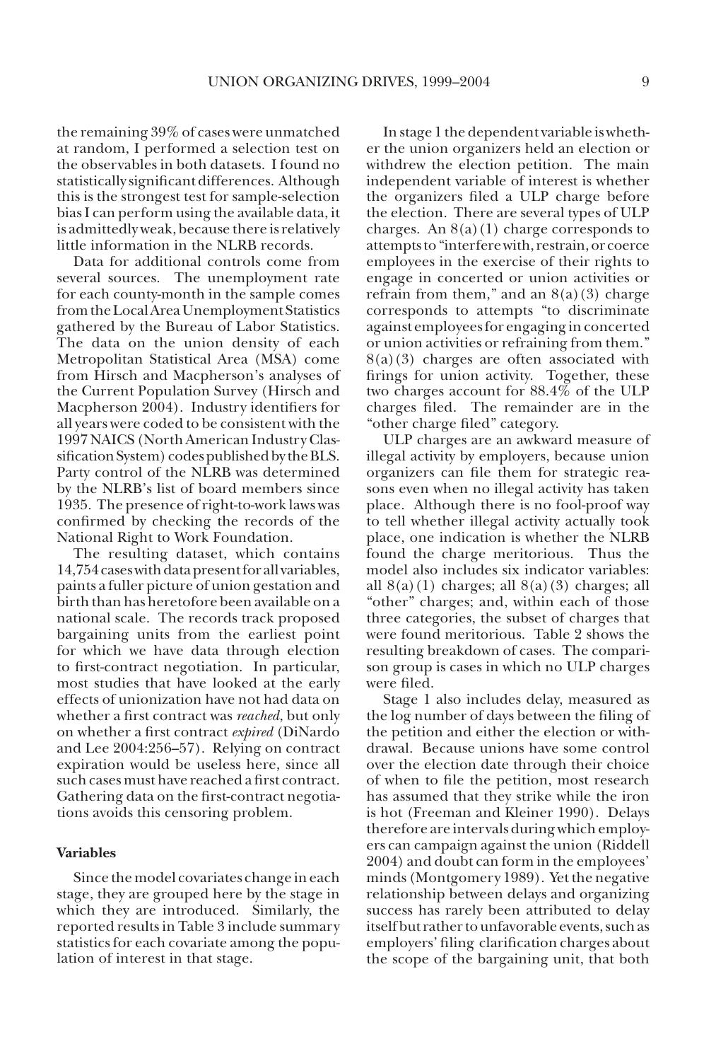the remaining 39% of cases were unmatched at random, I performed a selection test on the observables in both datasets. I found no statistically significant differences. Although this is the strongest test for sample-selection bias I can perform using the available data, it is admittedly weak, because there is relatively little information in the NLRB records.

Data for additional controls come from several sources. The unemployment rate for each county-month in the sample comes from the Local Area Unemployment Statistics gathered by the Bureau of Labor Statistics. The data on the union density of each Metropolitan Statistical Area (MSA) come from Hirsch and Macpherson's analyses of the Current Population Survey (Hirsch and Macpherson 2004). Industry identifiers for all years were coded to be consistent with the 1997 NAICS (North American Industry Classification System) codes published by the BLS. Party control of the NLRB was determined by the NLRB's list of board members since 1935. The presence of right-to-work laws was confirmed by checking the records of the National Right to Work Foundation.

The resulting dataset, which contains 14,754 cases with data present for all variables, paints a fuller picture of union gestation and birth than has heretofore been available on a national scale. The records track proposed bargaining units from the earliest point for which we have data through election to first-contract negotiation. In particular, most studies that have looked at the early effects of unionization have not had data on whether a first contract was *reached*, but only on whether a first contract *expired* (DiNardo and Lee 2004:256–57). Relying on contract expiration would be useless here, since all such cases must have reached a first contract. Gathering data on the first-contract negotiations avoids this censoring problem.

### Variables

Since the model covariates change in each stage, they are grouped here by the stage in which they are introduced. Similarly, the reported results in Table 3 include summary statistics for each covariate among the population of interest in that stage.

In stage 1 the dependent variable is whether the union organizers held an election or withdrew the election petition. The main independent variable of interest is whether the organizers filed a ULP charge before the election. There are several types of ULP charges. An 8(a)(1) charge corresponds to attempts to "interfere with, restrain, or coerce employees in the exercise of their rights to engage in concerted or union activities or refrain from them," and an 8(a)(3) charge corresponds to attempts "to discriminate against employees for engaging in concerted or union activities or refraining from them." 8(a)(3) charges are often associated with firings for union activity. Together, these two charges account for 88.4% of the ULP charges filed. The remainder are in the "other charge filed" category.

ULP charges are an awkward measure of illegal activity by employers, because union organizers can file them for strategic reasons even when no illegal activity has taken place. Although there is no fool-proof way to tell whether illegal activity actually took place, one indication is whether the NLRB found the charge meritorious. Thus the model also includes six indicator variables: all 8(a)(1) charges; all 8(a)(3) charges; all "other" charges; and, within each of those three categories, the subset of charges that were found meritorious. Table 2 shows the resulting breakdown of cases. The comparison group is cases in which no ULP charges were filed.

Stage 1 also includes delay, measured as the log number of days between the filing of the petition and either the election or withdrawal. Because unions have some control over the election date through their choice of when to file the petition, most research has assumed that they strike while the iron is hot (Freeman and Kleiner 1990). Delays therefore are intervals during which employers can campaign against the union (Riddell 2004) and doubt can form in the employees' minds (Montgomery 1989). Yet the negative relationship between delays and organizing success has rarely been attributed to delay itself but rather to unfavorable events, such as employers' filing clarification charges about the scope of the bargaining unit, that both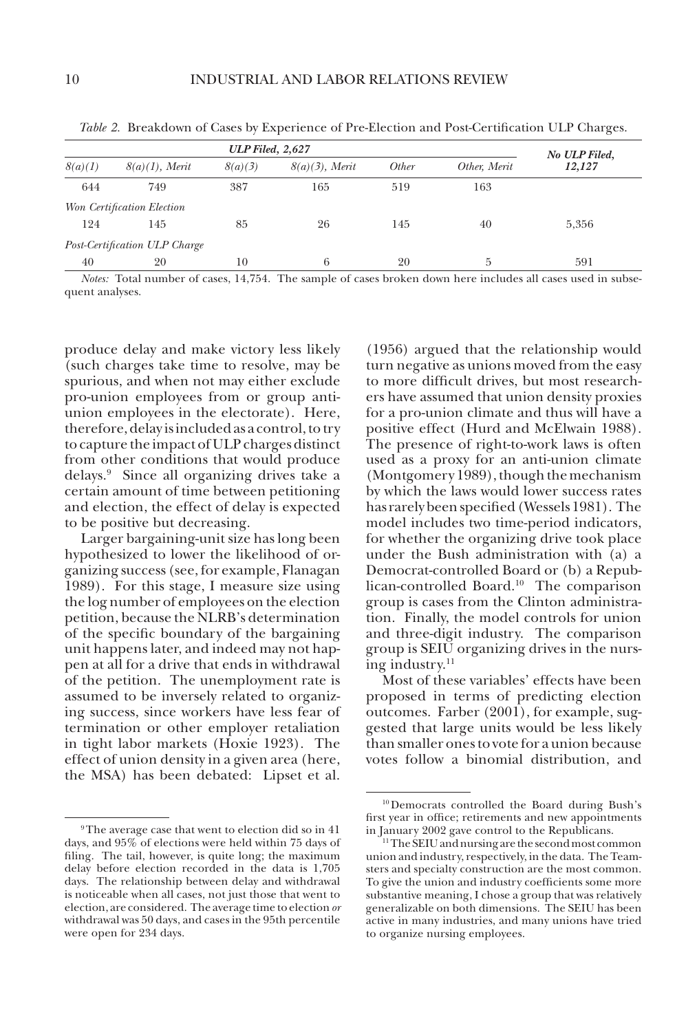*Table 2.* Breakdown of Cases by Experience of Pre-Election and Post-Certification ULP Charges.

| *ULP Filed, 2,627* | | | | | | *No ULP Filed, 12,127* |
|---|---|---|---|---|---|---|
| *8(a)(1)* | *8(a)(1), Merit* | *8(a)(3)* | *8(a)(3), Merit* | *Other* | *Other, Merit* | |
| 644 | 749 | 387 | 165 | 519 | 163 | |
| *Won Certification Election* | | | | | | |
| 124 | 145 | 85 | 26 | 145 | 40 | 5,356 |
| *Post-Certification ULP Charge* | | | | | | |
| 40 | 20 | 10 | 6 | 20 | 5 | 591 |

*Notes:* Total number of cases, 14,754. The sample of cases broken down here includes all cases used in subsequent analyses.

produce delay and make victory less likely (such charges take time to resolve, may be spurious, and when not may either exclude pro-union employees from or group anti-union employees in the electorate). Here, therefore, delay is included as a control, to try to capture the impact of ULP charges distinct from other conditions that would produce delays.[9] Since all organizing drives take a certain amount of time between petitioning and election, the effect of delay is expected to be positive but decreasing.

Larger bargaining-unit size has long been hypothesized to lower the likelihood of organizing success (see, for example, Flanagan 1989). For this stage, I measure size using the log number of employees on the election petition, because the NLRB's determination of the specific boundary of the bargaining unit happens later, and indeed may not happen at all for a drive that ends in withdrawal of the petition. The unemployment rate is assumed to be inversely related to organizing success, since workers have less fear of termination or other employer retaliation in tight labor markets (Hoxie 1923). The effect of union density in a given area (here, the MSA) has been debated: Lipset et al. (1956) argued that the relationship would turn negative as unions moved from the easy to more difficult drives, but most researchers have assumed that union density proxies for a pro-union climate and thus will have a positive effect (Hurd and McElwain 1988). The presence of right-to-work laws is often used as a proxy for an anti-union climate (Montgomery 1989), though the mechanism by which the laws would lower success rates has rarely been specified (Wessels 1981). The model includes two time-period indicators, for whether the organizing drive took place under the Bush administration with (a) a Democrat-controlled Board or (b) a Republican-controlled Board.[10] The comparison group is cases from the Clinton administration. Finally, the model controls for union and three-digit industry. The comparison group is SEIU organizing drives in the nursing industry.[11]

Most of these variables' effects have been proposed in terms of predicting election outcomes. Farber (2001), for example, suggested that large units would be less likely than smaller ones to vote for a union because votes follow a binomial distribution, and

---

[9] The average case that went to election did so in 41 days, and 95% of elections were held within 75 days of filing. The tail, however, is quite long; the maximum delay before election recorded in the data is 1,705 days. The relationship between delay and withdrawal is noticeable when all cases, not just those that went to election, are considered. The average time to election *or* withdrawal was 50 days, and cases in the 95th percentile were open for 234 days.

[10] Democrats controlled the Board during Bush's first year in office; retirements and new appointments in January 2002 gave control to the Republicans.

[11] The SEIU and nursing are the second most common union and industry, respectively, in the data. The Teamsters and specialty construction are the most common. To give the union and industry coefficients some more substantive meaning, I chose a group that was relatively generalizable on both dimensions. The SEIU has been active in many industries, and many unions have tried to organize nursing employees.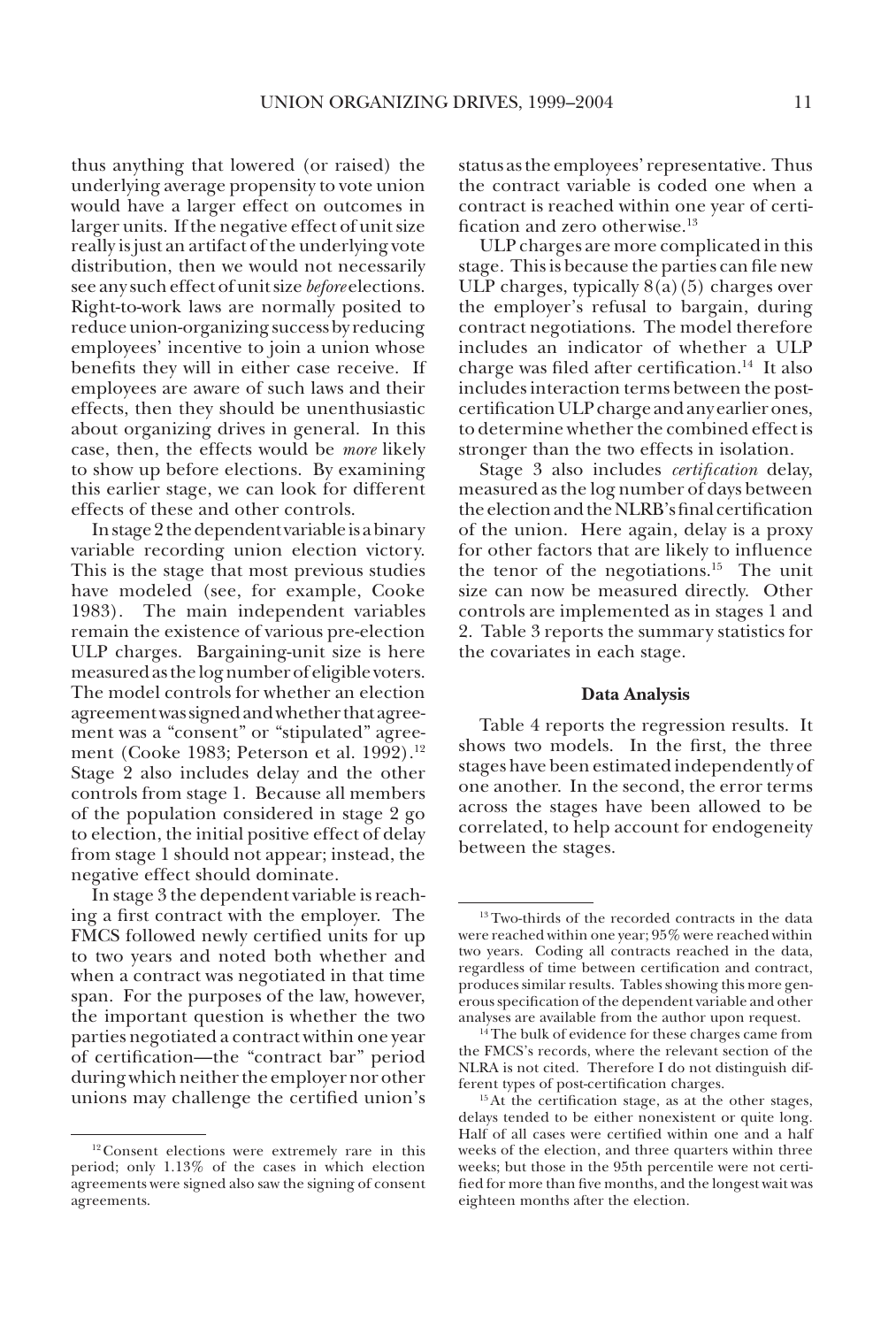thus anything that lowered (or raised) the underlying average propensity to vote union would have a larger effect on outcomes in larger units. If the negative effect of unit size really is just an artifact of the underlying vote distribution, then we would not necessarily see any such effect of unit size *before* elections. Right-to-work laws are normally posited to reduce union-organizing success by reducing employees' incentive to join a union whose benefits they will in either case receive. If employees are aware of such laws and their effects, then they should be unenthusiastic about organizing drives in general. In this case, then, the effects would be *more* likely to show up before elections. By examining this earlier stage, we can look for different effects of these and other controls.

In stage 2 the dependent variable is a binary variable recording union election victory. This is the stage that most previous studies have modeled (see, for example, Cooke 1983). The main independent variables remain the existence of various pre-election ULP charges. Bargaining-unit size is here measured as the log number of eligible voters. The model controls for whether an election agreement was signed and whether that agreement was a "consent" or "stipulated" agreement (Cooke 1983; Peterson et al. 1992).[12] Stage 2 also includes delay and the other controls from stage 1. Because all members of the population considered in stage 2 go to election, the initial positive effect of delay from stage 1 should not appear; instead, the negative effect should dominate.

In stage 3 the dependent variable is reaching a first contract with the employer. The FMCS followed newly certified units for up to two years and noted both whether and when a contract was negotiated in that time span. For the purposes of the law, however, the important question is whether the two parties negotiated a contract within one year of certification—the "contract bar" period during which neither the employer nor other unions may challenge the certified union's status as the employees' representative. Thus the contract variable is coded one when a contract is reached within one year of certification and zero otherwise.[13]

ULP charges are more complicated in this stage. This is because the parties can file new ULP charges, typically 8(a)(5) charges over the employer's refusal to bargain, during contract negotiations. The model therefore includes an indicator of whether a ULP charge was filed after certification.[14] It also includes interaction terms between the post-certification ULP charge and any earlier ones, to determine whether the combined effect is stronger than the two effects in isolation.

Stage 3 also includes *certification* delay, measured as the log number of days between the election and the NLRB's final certification of the union. Here again, delay is a proxy for other factors that are likely to influence the tenor of the negotiations.[15] The unit size can now be measured directly. Other controls are implemented as in stages 1 and 2. Table 3 reports the summary statistics for the covariates in each stage.

## Data Analysis

Table 4 reports the regression results. It shows two models. In the first, the three stages have been estimated independently of one another. In the second, the error terms across the stages have been allowed to be correlated, to help account for endogeneity between the stages.

---

[12] Consent elections were extremely rare in this period; only 1.13% of the cases in which election agreements were signed also saw the signing of consent agreements.

[13] Two-thirds of the recorded contracts in the data were reached within one year; 95% were reached within two years. Coding all contracts reached in the data, regardless of time between certification and contract, produces similar results. Tables showing this more generous specification of the dependent variable and other analyses are available from the author upon request.

[14] The bulk of evidence for these charges came from the FMCS's records, where the relevant section of the NLRA is not cited. Therefore I do not distinguish different types of post-certification charges.

[15] At the certification stage, as at the other stages, delays tended to be either nonexistent or quite long. Half of all cases were certified within one and a half weeks of the election, and three quarters within three weeks; but those in the 95th percentile were not certified for more than five months, and the longest wait was eighteen months after the election.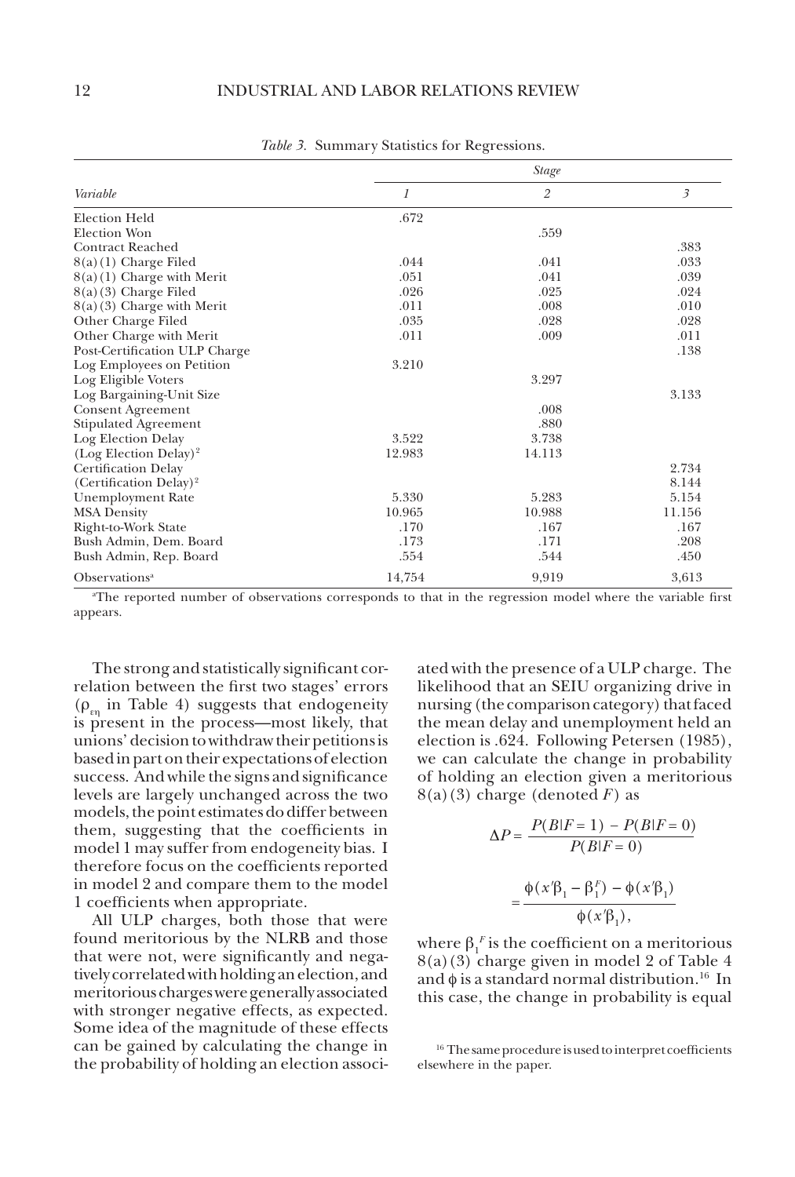*Table 3.* Summary Statistics for Regressions.

| *Variable* | *Stage* | | |
|---|---|---|---|
| | *1* | *2* | *3* |
| Election Held | .672 | | |
| Election Won | | .559 | |
| Contract Reached | | | .383 |
| 8(a)(1) Charge Filed | .044 | .041 | .033 |
| 8(a)(1) Charge with Merit | .051 | .041 | .039 |
| 8(a)(3) Charge Filed | .026 | .025 | .024 |
| 8(a)(3) Charge with Merit | .011 | .008 | .010 |
| Other Charge Filed | .035 | .028 | .028 |
| Other Charge with Merit | .011 | .009 | .011 |
| Post-Certification ULP Charge | | | .138 |
| Log Employees on Petition | 3.210 | | |
| Log Eligible Voters | | 3.297 | |
| Log Bargaining-Unit Size | | | 3.133 |
| Consent Agreement | | .008 | |
| Stipulated Agreement | | .880 | |
| Log Election Delay | 3.522 | 3.738 | |
| (Log Election Delay)$^2$ | 12.983 | 14.113 | |
| Certification Delay | | | 2.734 |
| (Certification Delay)$^2$ | | | 8.144 |
| Unemployment Rate | 5.330 | 5.283 | 5.154 |
| MSA Density | 10.965 | 10.988 | 11.156 |
| Right-to-Work State | .170 | .167 | .167 |
| Bush Admin, Dem. Board | .173 | .171 | .208 |
| Bush Admin, Rep. Board | .554 | .544 | .450 |
| Observations[a] | 14,754 | 9,919 | 3,613 |

[a]The reported number of observations corresponds to that in the regression model where the variable first appears.

The strong and statistically significant correlation between the first two stages' errors ($\rho_{\varepsilon\eta}$ in Table 4) suggests that endogeneity is present in the process—most likely, that unions' decision to withdraw their petitions is based in part on their expectations of election success. And while the signs and significance levels are largely unchanged across the two models, the point estimates do differ between them, suggesting that the coefficients in model 1 may suffer from endogeneity bias. I therefore focus on the coefficients reported in model 2 and compare them to the model 1 coefficients when appropriate.

All ULP charges, both those that were found meritorious by the NLRB and those that were not, were significantly and negatively correlated with holding an election, and meritorious charges were generally associated with stronger negative effects, as expected. Some idea of the magnitude of these effects can be gained by calculating the change in the probability of holding an election associated with the presence of a ULP charge. The likelihood that an SEIU organizing drive in nursing (the comparison category) that faced the mean delay and unemployment held an election is .624. Following Petersen (1985), we can calculate the change in probability of holding an election given a meritorious 8(a)(3) charge (denoted $F$) as

$$\Delta P = \frac{P(B|F=1) - P(B|F=0)}{P(B|F=0)}$$

$$= \frac{\phi(x'\beta_1 - \beta_1^F) - \phi(x'\beta_1)}{\phi(x'\beta_1)},$$

where $\beta_1^F$ is the coefficient on a meritorious 8(a)(3) charge given in model 2 of Table 4 and $\phi$ is a standard normal distribution.[16] In this case, the change in probability is equal

[16] The same procedure is used to interpret coefficients elsewhere in the paper.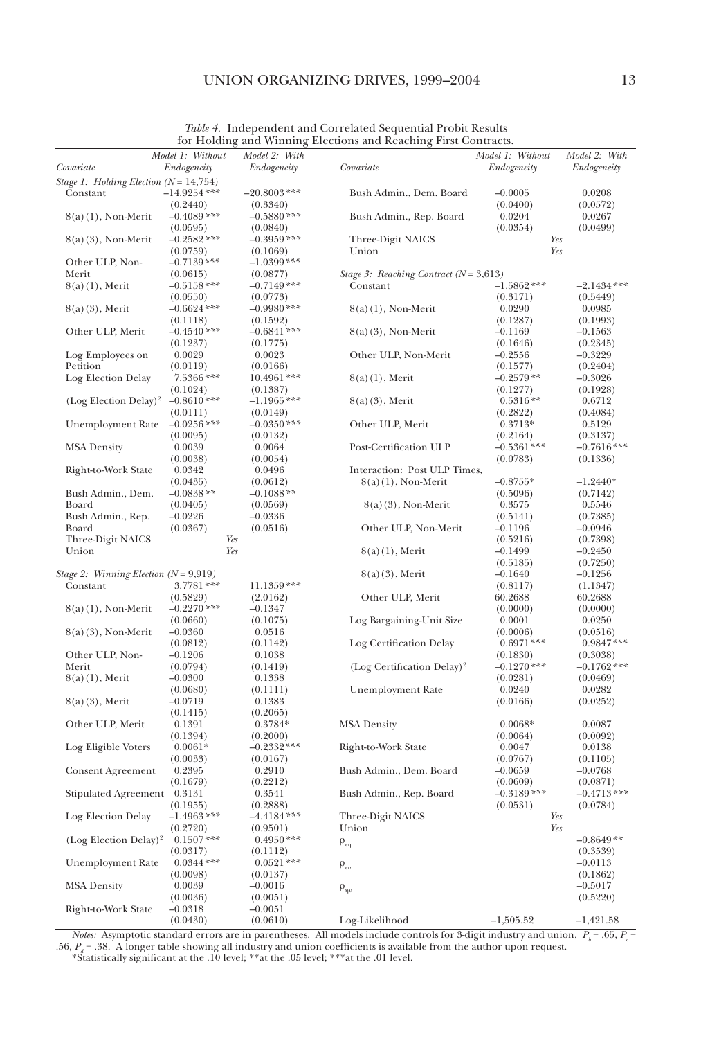*Table 4.* Independent and Correlated Sequential Probit Results for Holding and Winning Elections and Reaching First Contracts.

| Covariate | Model 1: Without Endogeneity | Model 2: With Endogeneity |
|---|---|---|
| *Stage 1: Holding Election (N = 14,754)* | | |
| Constant | −14.9254*** | −20.8003*** |
| | (0.2440) | (0.3340) |
| 8(a)(1), Non-Merit | −0.4089*** | −0.5880*** |
| | (0.0595) | (0.0840) |
| 8(a)(3), Non-Merit | −0.2582*** | −0.3959*** |
| | (0.0759) | (0.1069) |
| Other ULP, Non-Merit | −0.7139*** | −1.0399*** |
| | (0.0615) | (0.0877) |
| 8(a)(1), Merit | −0.5158*** | −0.7149*** |
| | (0.0550) | (0.0773) |
| 8(a)(3), Merit | −0.6624*** | −0.9980*** |
| | (0.1118) | (0.1592) |
| Other ULP, Merit | −0.4540*** | −0.6841*** |
| | (0.1237) | (0.1775) |
| Log Employees on Petition | 0.0029 | 0.0023 |
| | (0.0119) | (0.0166) |
| Log Election Delay | 7.5366*** | 10.4961*** |
| | (0.1024) | (0.1387) |
| (Log Election Delay)$^2$ | −0.8610*** | −1.1965*** |
| | (0.0111) | (0.0149) |
| Unemployment Rate | −0.0256*** | −0.0350*** |
| | (0.0095) | (0.0132) |
| MSA Density | 0.0039 | 0.0064 |
| | (0.0038) | (0.0054) |
| Right-to-Work State | 0.0342 | 0.0496 |
| | (0.0435) | (0.0612) |
| Bush Admin., Dem. Board | −0.0838** | −0.1088** |
| | (0.0405) | (0.0569) |
| Bush Admin., Rep. Board | −0.0226 | −0.0336 |
| | (0.0367) | (0.0516) |
| Three-Digit NAICS | Yes | Yes |
| Union | Yes | Yes |
| *Stage 2: Winning Election (N = 9,919)* | | |
| Constant | 3.7781*** | 11.1359*** |
| | (0.5829) | (2.0162) |
| 8(a)(1), Non-Merit | −0.2270*** | −0.1347 |
| | (0.0660) | (0.1075) |
| 8(a)(3), Non-Merit | −0.0360 | 0.0516 |
| | (0.0812) | (0.1142) |
| Other ULP, Non-Merit | −0.1206 | 0.1038 |
| | (0.0794) | (0.1419) |
| 8(a)(1), Merit | −0.0300 | 0.1338 |
| | (0.0680) | (0.1111) |
| 8(a)(3), Merit | −0.0719 | 0.1383 |
| | (0.1415) | (0.2065) |
| Other ULP, Merit | 0.1391 | 0.3784* |
| | (0.1394) | (0.2000) |
| Log Eligible Voters | 0.0061* | −0.2332*** |
| | (0.0033) | (0.0167) |
| Consent Agreement | 0.2395 | 0.2910 |
| | (0.1679) | (0.2212) |
| Stipulated Agreement | 0.3131 | 0.3541 |
| | (0.1955) | (0.2888) |
| Log Election Delay | −1.4963*** | −4.4184*** |
| | (0.2720) | (0.9501) |
| (Log Election Delay)$^2$ | 0.1507*** | 0.4950*** |
| | (0.0317) | (0.1112) |
| Unemployment Rate | 0.0344*** | 0.0521*** |
| | (0.0098) | (0.0137) |
| MSA Density | 0.0039 | −0.0016 |
| | (0.0036) | (0.0051) |
| Right-to-Work State | −0.0318 | −0.0051 |
| | (0.0430) | (0.0610) |
| Bush Admin., Dem. Board | −0.0005 | 0.0208 |
| | (0.0400) | (0.0572) |
| Bush Admin., Rep. Board | 0.0204 | 0.0267 |
| | (0.0354) | (0.0499) |
| Three-Digit NAICS | Yes | Yes |
| Union | Yes | Yes |
| *Stage 3: Reaching Contract (N = 3,613)* | | |
| Constant | −1.5862*** | −2.1434*** |
| | (0.3171) | (0.5449) |
| 8(a)(1), Non-Merit | 0.0290 | 0.0985 |
| | (0.1287) | (0.1993) |
| 8(a)(3), Non-Merit | −0.1169 | −0.1563 |
| | (0.1646) | (0.2345) |
| Other ULP, Non-Merit | −0.2556 | −0.3229 |
| | (0.1577) | (0.2404) |
| 8(a)(1), Merit | −0.2579** | −0.3026 |
| | (0.1277) | (0.1928) |
| 8(a)(3), Merit | 0.5316** | 0.6712 |
| | (0.2822) | (0.4084) |
| Other ULP, Merit | 0.3713* | 0.5129 |
| | (0.2164) | (0.3137) |
| Post-Certification ULP | −0.5361*** | −0.7616*** |
| | (0.0783) | (0.1336) |
| Interaction: Post ULP Times, | | |
| 8(a)(1), Non-Merit | −0.8755* | −1.2440* |
| | (0.5096) | (0.7142) |
| 8(a)(3), Non-Merit | 0.3575 | 0.5546 |
| | (0.5141) | (0.7385) |
| Other ULP, Non-Merit | −0.1196 | −0.0946 |
| | (0.5216) | (0.7398) |
| 8(a)(1), Merit | −0.1499 | −0.2450 |
| | (0.5185) | (0.7250) |
| 8(a)(3), Merit | −0.1640 | −0.1256 |
| | (0.8117) | (1.1347) |
| Other ULP, Merit | 60.2688 | 60.2688 |
| | (0.0000) | (0.0000) |
| Log Bargaining-Unit Size | 0.0001 | 0.0250 |
| | (0.0006) | (0.0516) |
| Log Certification Delay | 0.6971*** | 0.9847*** |
| | (0.1830) | (0.3038) |
| (Log Certification Delay)$^2$ | −0.1270*** | −0.1762*** |
| | (0.0281) | (0.0469) |
| Unemployment Rate | 0.0240 | 0.0282 |
| | (0.0166) | (0.0252) |
| MSA Density | 0.0068* | 0.0087 |
| | (0.0064) | (0.0092) |
| Right-to-Work State | 0.0047 | 0.0138 |
| | (0.0767) | (0.1105) |
| Bush Admin., Dem. Board | −0.0659 | −0.0768 |
| | (0.0609) | (0.0871) |
| Bush Admin., Rep. Board | −0.3189*** | −0.4713*** |
| | (0.0531) | (0.0784) |
| Three-Digit NAICS | Yes | Yes |
| Union | Yes | Yes |
| $\rho_{\varepsilon\eta}$ | | −0.8649** |
| | | (0.3539) |
| $\rho_{\varepsilon\upsilon}$ | | −0.0113 |
| | | (0.1862) |
| $\rho_{\eta\upsilon}$ | | −0.5017 |
| | | (0.5220) |
| Log-Likelihood | −1,505.52 | −1,421.58 |

*Notes:* Asymptotic standard errors are in parentheses. All models include controls for 3-digit industry and union. $P_b = .65$, $P_c = .56$, $P_d = .38$. A longer table showing all industry and union coefficients is available from the author upon request.
*Statistically significant at the .10 level; **at the .05 level; ***at the .01 level.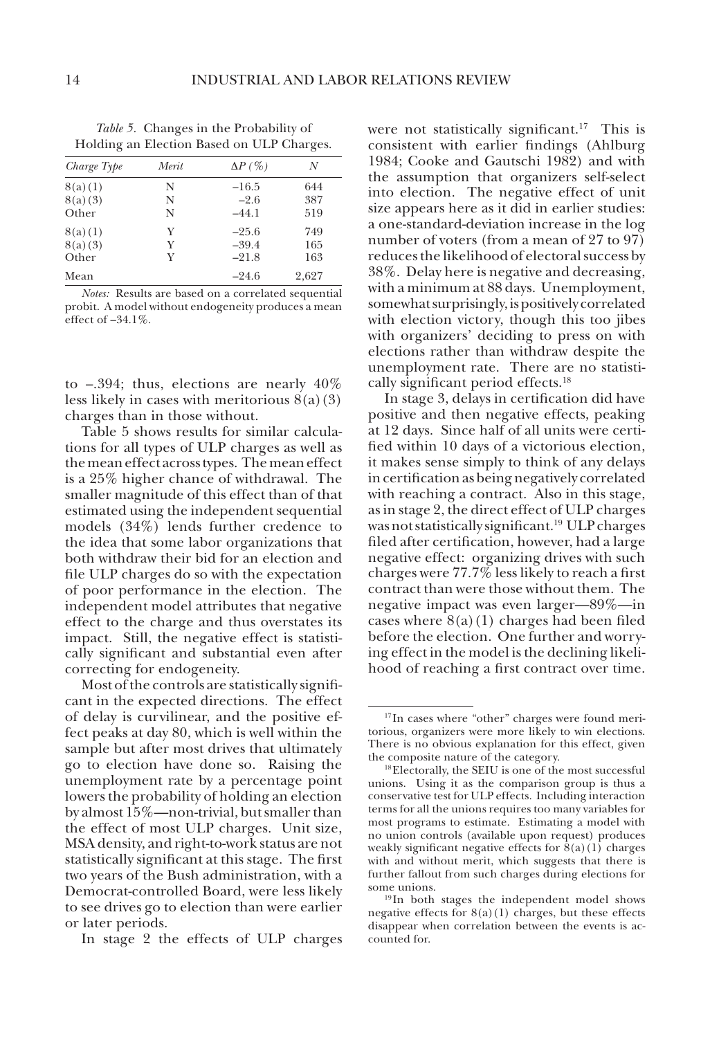*Table 5.* Changes in the Probability of Holding an Election Based on ULP Charges.

| *Charge Type* | *Merit* | $\Delta P$ (%) | *N* |
|---|---|---|---|
| 8(a)(1) | N | −16.5 | 644 |
| 8(a)(3) | N | −2.6 | 387 |
| Other | N | −44.1 | 519 |
| 8(a)(1) | Y | −25.6 | 749 |
| 8(a)(3) | Y | −39.4 | 165 |
| Other | Y | −21.8 | 163 |
| Mean | | −24.6 | 2,627 |

*Notes:* Results are based on a correlated sequential probit. A model without endogeneity produces a mean effect of −34.1%.

to −.394; thus, elections are nearly 40% less likely in cases with meritorious 8(a)(3) charges than in those without.

Table 5 shows results for similar calculations for all types of ULP charges as well as the mean effect across types. The mean effect is a 25% higher chance of withdrawal. The smaller magnitude of this effect than of that estimated using the independent sequential models (34%) lends further credence to the idea that some labor organizations that both withdraw their bid for an election and file ULP charges do so with the expectation of poor performance in the election. The independent model attributes that negative effect to the charge and thus overstates its impact. Still, the negative effect is statistically significant and substantial even after correcting for endogeneity.

Most of the controls are statistically significant in the expected directions. The effect of delay is curvilinear, and the positive effect peaks at day 80, which is well within the sample but after most drives that ultimately go to election have done so. Raising the unemployment rate by a percentage point lowers the probability of holding an election by almost 15%—non-trivial, but smaller than the effect of most ULP charges. Unit size, MSA density, and right-to-work status are not statistically significant at this stage. The first two years of the Bush administration, with a Democrat-controlled Board, were less likely to see drives go to election than were earlier or later periods.

In stage 2 the effects of ULP charges were not statistically significant.[17] This is consistent with earlier findings (Ahlburg 1984; Cooke and Gautschi 1982) and with the assumption that organizers self-select into election. The negative effect of unit size appears here as it did in earlier studies: a one-standard-deviation increase in the log number of voters (from a mean of 27 to 97) reduces the likelihood of electoral success by 38%. Delay here is negative and decreasing, with a minimum at 88 days. Unemployment, somewhat surprisingly, is positively correlated with election victory, though this too jibes with organizers' deciding to press on with elections rather than withdraw despite the unemployment rate. There are no statistically significant period effects.[18]

In stage 3, delays in certification did have positive and then negative effects, peaking at 12 days. Since half of all units were certified within 10 days of a victorious election, it makes sense simply to think of any delays in certification as being negatively correlated with reaching a contract. Also in this stage, as in stage 2, the direct effect of ULP charges was not statistically significant.[19] ULP charges filed after certification, however, had a large negative effect: organizing drives with such charges were 77.7% less likely to reach a first contract than were those without them. The negative impact was even larger—89%—in cases where 8(a)(1) charges had been filed before the election. One further and worrying effect in the model is the declining likelihood of reaching a first contract over time.

---

[17] In cases where "other" charges were found meritorious, organizers were more likely to win elections. There is no obvious explanation for this effect, given the composite nature of the category.

[18] Electorally, the SEIU is one of the most successful unions. Using it as the comparison group is thus a conservative test for ULP effects. Including interaction terms for all the unions requires too many variables for most programs to estimate. Estimating a model with no union controls (available upon request) produces weakly significant negative effects for 8(a)(1) charges with and without merit, which suggests that there is further fallout from such charges during elections for some unions.

[19] In both stages the independent model shows negative effects for 8(a)(1) charges, but these effects disappear when correlation between the events is accounted for.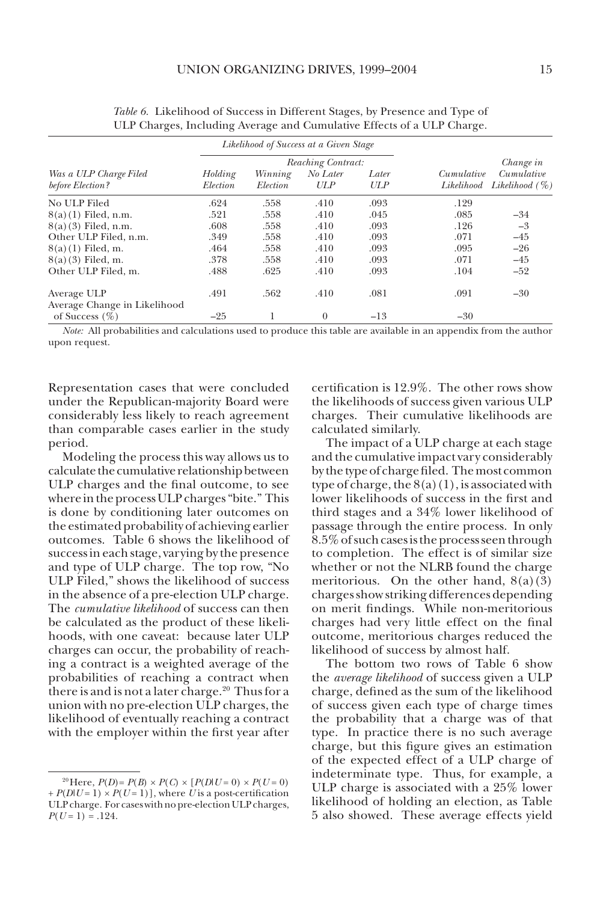*Table 6*. Likelihood of Success in Different Stages, by Presence and Type of ULP Charges, Including Average and Cumulative Effects of a ULP Charge.

| Was a ULP Charge Filed before Election? | Likelihood of Success at a Given Stage | | | | | |
|---|---|---|---|---|---|---|
| | | | Reaching Contract: | | | |
| | Holding Election | Winning Election | No Later ULP | Later ULP | Cumulative Likelihood | Change in Cumulative Likelihood (%) |
| No ULP Filed | .624 | .558 | .410 | .093 | .129 | |
| 8(a)(1) Filed, n.m. | .521 | .558 | .410 | .045 | .085 | −34 |
| 8(a)(3) Filed, n.m. | .608 | .558 | .410 | .093 | .126 | −3 |
| Other ULP Filed, n.m. | .349 | .558 | .410 | .093 | .071 | −45 |
| 8(a)(1) Filed, m. | .464 | .558 | .410 | .093 | .095 | −26 |
| 8(a)(3) Filed, m. | .378 | .558 | .410 | .093 | .071 | −45 |
| Other ULP Filed, m. | .488 | .625 | .410 | .093 | .104 | −52 |
| Average ULP | .491 | .562 | .410 | .081 | .091 | −30 |
| Average Change in Likelihood of Success (%) | −25 | 1 | 0 | −13 | −30 | |

*Note:* All probabilities and calculations used to produce this table are available in an appendix from the author upon request.

Representation cases that were concluded under the Republican-majority Board were considerably less likely to reach agreement than comparable cases earlier in the study period.

Modeling the process this way allows us to calculate the cumulative relationship between ULP charges and the final outcome, to see where in the process ULP charges "bite." This is done by conditioning later outcomes on the estimated probability of achieving earlier outcomes. Table 6 shows the likelihood of success in each stage, varying by the presence and type of ULP charge. The top row, "No ULP Filed," shows the likelihood of success in the absence of a pre-election ULP charge. The *cumulative likelihood* of success can then be calculated as the product of these likelihoods, with one caveat: because later ULP charges can occur, the probability of reaching a contract is a weighted average of the probabilities of reaching a contract when there is and is not a later charge.[20] Thus for a union with no pre-election ULP charges, the likelihood of eventually reaching a contract with the employer within the first year after certification is 12.9%. The other rows show the likelihoods of success given various ULP charges. Their cumulative likelihoods are calculated similarly.

The impact of a ULP charge at each stage and the cumulative impact vary considerably by the type of charge filed. The most common type of charge, the 8(a)(1), is associated with lower likelihoods of success in the first and third stages and a 34% lower likelihood of passage through the entire process. In only 8.5% of such cases is the process seen through to completion. The effect is of similar size whether or not the NLRB found the charge meritorious. On the other hand, 8(a)(3) charges show striking differences depending on merit findings. While non-meritorious charges had very little effect on the final outcome, meritorious charges reduced the likelihood of success by almost half.

The bottom two rows of Table 6 show the *average likelihood* of success given a ULP charge, defined as the sum of the likelihood of success given each type of charge times the probability that a charge was of that type. In practice there is no such average charge, but this figure gives an estimation of the expected effect of a ULP charge of indeterminate type. Thus, for example, a ULP charge is associated with a 25% lower likelihood of holding an election, as Table 5 also showed. These average effects yield

[20] Here, $P(D) = P(B) \times P(C) \times [P(D|U = 0) \times P(U = 0) + P(D|U = 1) \times P(U = 1)]$, where $U$ is a post-certification ULP charge. For cases with no pre-election ULP charges, $P(U = 1) = .124$.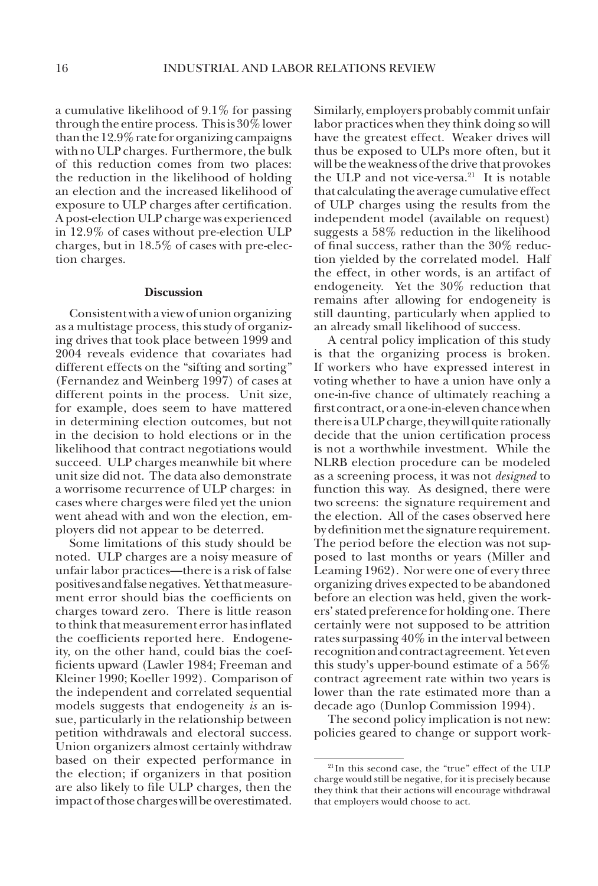a cumulative likelihood of 9.1% for passing through the entire process. This is 30% lower than the 12.9% rate for organizing campaigns with no ULP charges. Furthermore, the bulk of this reduction comes from two places: the reduction in the likelihood of holding an election and the increased likelihood of exposure to ULP charges after certification. A post-election ULP charge was experienced in 12.9% of cases without pre-election ULP charges, but in 18.5% of cases with pre-election charges.

#### Discussion

Consistent with a view of union organizing as a multistage process, this study of organizing drives that took place between 1999 and 2004 reveals evidence that covariates had different effects on the "sifting and sorting" (Fernandez and Weinberg 1997) of cases at different points in the process. Unit size, for example, does seem to have mattered in determining election outcomes, but not in the decision to hold elections or in the likelihood that contract negotiations would succeed. ULP charges meanwhile bit where unit size did not. The data also demonstrate a worrisome recurrence of ULP charges: in cases where charges were filed yet the union went ahead with and won the election, employers did not appear to be deterred.

Some limitations of this study should be noted. ULP charges are a noisy measure of unfair labor practices—there is a risk of false positives and false negatives. Yet that measurement error should bias the coefficients on charges toward zero. There is little reason to think that measurement error has inflated the coefficients reported here. Endogeneity, on the other hand, could bias the coefficients upward (Lawler 1984; Freeman and Kleiner 1990; Koeller 1992). Comparison of the independent and correlated sequential models suggests that endogeneity *is* an issue, particularly in the relationship between petition withdrawals and electoral success. Union organizers almost certainly withdraw based on their expected performance in the election; if organizers in that position are also likely to file ULP charges, then the impact of those charges will be overestimated. Similarly, employers probably commit unfair labor practices when they think doing so will have the greatest effect. Weaker drives will thus be exposed to ULPs more often, but it will be the weakness of the drive that provokes the ULP and not vice-versa.[21] It is notable that calculating the average cumulative effect of ULP charges using the results from the independent model (available on request) suggests a 58% reduction in the likelihood of final success, rather than the 30% reduction yielded by the correlated model. Half the effect, in other words, is an artifact of endogeneity. Yet the 30% reduction that remains after allowing for endogeneity is still daunting, particularly when applied to an already small likelihood of success.

A central policy implication of this study is that the organizing process is broken. If workers who have expressed interest in voting whether to have a union have only a one-in-five chance of ultimately reaching a first contract, or a one-in-eleven chance when there is a ULP charge, they will quite rationally decide that the union certification process is not a worthwhile investment. While the NLRB election procedure can be modeled as a screening process, it was not *designed* to function this way. As designed, there were two screens: the signature requirement and the election. All of the cases observed here by definition met the signature requirement. The period before the election was not supposed to last months or years (Miller and Leaming 1962). Nor were one of every three organizing drives expected to be abandoned before an election was held, given the workers' stated preference for holding one. There certainly were not supposed to be attrition rates surpassing 40% in the interval between recognition and contract agreement. Yet even this study's upper-bound estimate of a 56% contract agreement rate within two years is lower than the rate estimated more than a decade ago (Dunlop Commission 1994).

The second policy implication is not new: policies geared to change or support work-

[21] In this second case, the "true" effect of the ULP charge would still be negative, for it is precisely because they think that their actions will encourage withdrawal that employers would choose to act.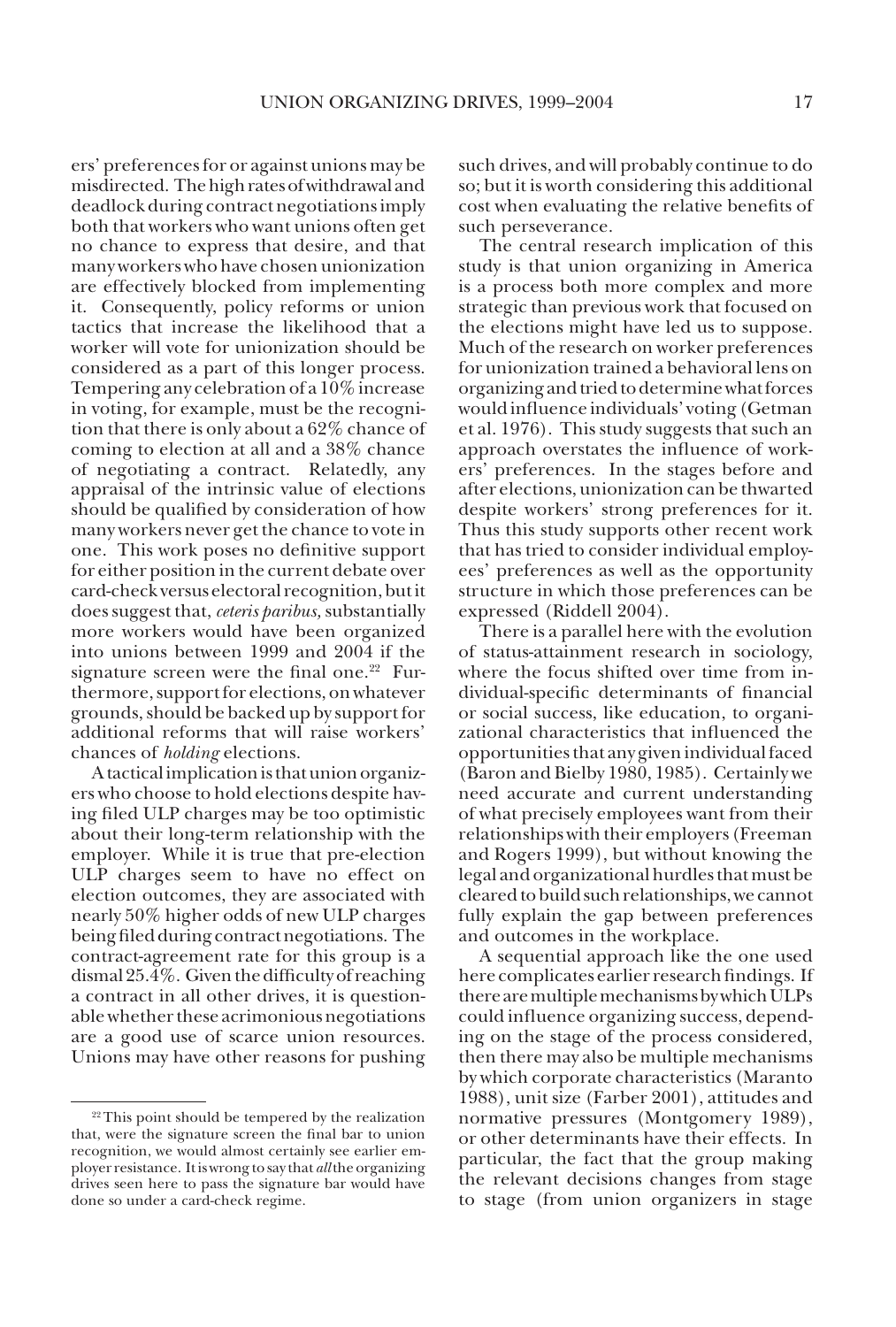ers' preferences for or against unions may be misdirected. The high rates of withdrawal and deadlock during contract negotiations imply both that workers who want unions often get no chance to express that desire, and that many workers who have chosen unionization are effectively blocked from implementing it. Consequently, policy reforms or union tactics that increase the likelihood that a worker will vote for unionization should be considered as a part of this longer process. Tempering any celebration of a 10% increase in voting, for example, must be the recognition that there is only about a 62% chance of coming to election at all and a 38% chance of negotiating a contract. Relatedly, any appraisal of the intrinsic value of elections should be qualified by consideration of how many workers never get the chance to vote in one. This work poses no definitive support for either position in the current debate over card-check versus electoral recognition, but it does suggest that, *ceteris paribus,* substantially more workers would have been organized into unions between 1999 and 2004 if the signature screen were the final one.[22] Furthermore, support for elections, on whatever grounds, should be backed up by support for additional reforms that will raise workers' chances of *holding* elections.

A tactical implication is that union organizers who choose to hold elections despite having filed ULP charges may be too optimistic about their long-term relationship with the employer. While it is true that pre-election ULP charges seem to have no effect on election outcomes, they are associated with nearly 50% higher odds of new ULP charges being filed during contract negotiations. The contract-agreement rate for this group is a dismal 25.4%. Given the difficulty of reaching a contract in all other drives, it is questionable whether these acrimonious negotiations are a good use of scarce union resources. Unions may have other reasons for pushing such drives, and will probably continue to do so; but it is worth considering this additional cost when evaluating the relative benefits of such perseverance.

The central research implication of this study is that union organizing in America is a process both more complex and more strategic than previous work that focused on the elections might have led us to suppose. Much of the research on worker preferences for unionization trained a behavioral lens on organizing and tried to determine what forces would influence individuals' voting (Getman et al. 1976). This study suggests that such an approach overstates the influence of workers' preferences. In the stages before and after elections, unionization can be thwarted despite workers' strong preferences for it. Thus this study supports other recent work that has tried to consider individual employees' preferences as well as the opportunity structure in which those preferences can be expressed (Riddell 2004).

There is a parallel here with the evolution of status-attainment research in sociology, where the focus shifted over time from individual-specific determinants of financial or social success, like education, to organizational characteristics that influenced the opportunities that any given individual faced (Baron and Bielby 1980, 1985). Certainly we need accurate and current understanding of what precisely employees want from their relationships with their employers (Freeman and Rogers 1999), but without knowing the legal and organizational hurdles that must be cleared to build such relationships, we cannot fully explain the gap between preferences and outcomes in the workplace.

A sequential approach like the one used here complicates earlier research findings. If there are multiple mechanisms by which ULPs could influence organizing success, depending on the stage of the process considered, then there may also be multiple mechanisms by which corporate characteristics (Maranto 1988), unit size (Farber 2001), attitudes and normative pressures (Montgomery 1989), or other determinants have their effects. In particular, the fact that the group making the relevant decisions changes from stage to stage (from union organizers in stage

[22] This point should be tempered by the realization that, were the signature screen the final bar to union recognition, we would almost certainly see earlier employer resistance. It is wrong to say that *all* the organizing drives seen here to pass the signature bar would have done so under a card-check regime.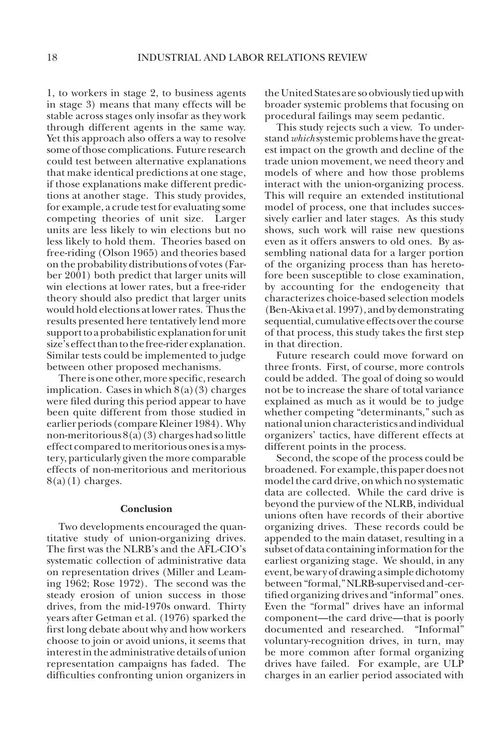1, to workers in stage 2, to business agents in stage 3) means that many effects will be stable across stages only insofar as they work through different agents in the same way. Yet this approach also offers a way to resolve some of those complications. Future research could test between alternative explanations that make identical predictions at one stage, if those explanations make different predictions at another stage. This study provides, for example, a crude test for evaluating some competing theories of unit size. Larger units are less likely to win elections but no less likely to hold them. Theories based on free-riding (Olson 1965) and theories based on the probability distributions of votes (Farber 2001) both predict that larger units will win elections at lower rates, but a free-rider theory should also predict that larger units would hold elections at lower rates. Thus the results presented here tentatively lend more support to a probabilistic explanation for unit size's effect than to the free-rider explanation. Similar tests could be implemented to judge between other proposed mechanisms.

There is one other, more specific, research implication. Cases in which 8(a)(3) charges were filed during this period appear to have been quite different from those studied in earlier periods (compare Kleiner 1984). Why non-meritorious 8(a)(3) charges had so little effect compared to meritorious ones is a mystery, particularly given the more comparable effects of non-meritorious and meritorious 8(a)(1) charges.

## Conclusion

Two developments encouraged the quantitative study of union-organizing drives. The first was the NLRB's and the AFL-CIO's systematic collection of administrative data on representation drives (Miller and Leaming 1962; Rose 1972). The second was the steady erosion of union success in those drives, from the mid-1970s onward. Thirty years after Getman et al. (1976) sparked the first long debate about why and how workers choose to join or avoid unions, it seems that interest in the administrative details of union representation campaigns has faded. The difficulties confronting union organizers in the United States are so obviously tied up with broader systemic problems that focusing on procedural failings may seem pedantic.

This study rejects such a view. To understand *which* systemic problems have the greatest impact on the growth and decline of the trade union movement, we need theory and models of where and how those problems interact with the union-organizing process. This will require an extended institutional model of process, one that includes successively earlier and later stages. As this study shows, such work will raise new questions even as it offers answers to old ones. By assembling national data for a larger portion of the organizing process than has heretofore been susceptible to close examination, by accounting for the endogeneity that characterizes choice-based selection models (Ben-Akiva et al. 1997), and by demonstrating sequential, cumulative effects over the course of that process, this study takes the first step in that direction.

Future research could move forward on three fronts. First, of course, more controls could be added. The goal of doing so would not be to increase the share of total variance explained as much as it would be to judge whether competing "determinants," such as national union characteristics and individual organizers' tactics, have different effects at different points in the process.

Second, the scope of the process could be broadened. For example, this paper does not model the card drive, on which no systematic data are collected. While the card drive is beyond the purview of the NLRB, individual unions often have records of their abortive organizing drives. These records could be appended to the main dataset, resulting in a subset of data containing information for the earliest organizing stage. We should, in any event, be wary of drawing a simple dichotomy between "formal," NLRB-supervised and -certified organizing drives and "informal" ones. Even the "formal" drives have an informal component—the card drive—that is poorly documented and researched. "Informal" voluntary-recognition drives, in turn, may be more common after formal organizing drives have failed. For example, are ULP charges in an earlier period associated with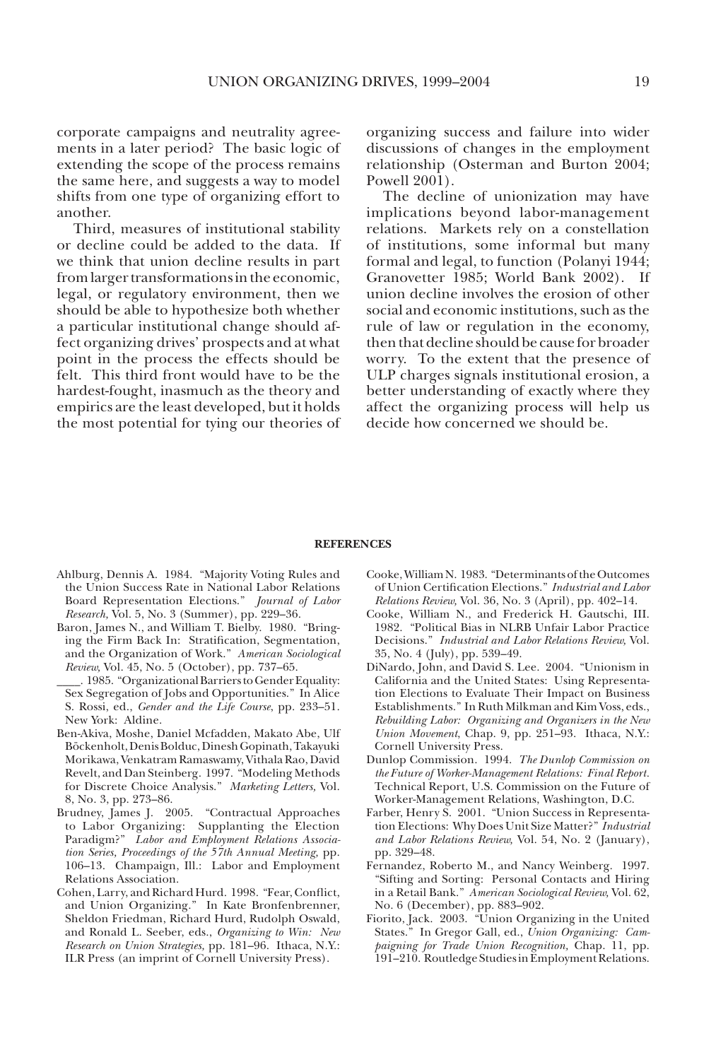corporate campaigns and neutrality agreements in a later period? The basic logic of extending the scope of the process remains the same here, and suggests a way to model shifts from one type of organizing effort to another.

Third, measures of institutional stability or decline could be added to the data. If we think that union decline results in part from larger transformations in the economic, legal, or regulatory environment, then we should be able to hypothesize both whether a particular institutional change should affect organizing drives' prospects and at what point in the process the effects should be felt. This third front would have to be the hardest-fought, inasmuch as the theory and empirics are the least developed, but it holds the most potential for tying our theories of organizing success and failure into wider discussions of changes in the employment relationship (Osterman and Burton 2004; Powell 2001).

The decline of unionization may have implications beyond labor-management relations. Markets rely on a constellation of institutions, some informal but many formal and legal, to function (Polanyi 1944; Granovetter 1985; World Bank 2002). If union decline involves the erosion of other social and economic institutions, such as the rule of law or regulation in the economy, then that decline should be cause for broader worry. To the extent that the presence of ULP charges signals institutional erosion, a better understanding of exactly where they affect the organizing process will help us decide how concerned we should be.

## REFERENCES

Ahlburg, Dennis A. 1984. "Majority Voting Rules and the Union Success Rate in National Labor Relations Board Representation Elections." *Journal of Labor Research,* Vol. 5, No. 3 (Summer), pp. 229–36.

Baron, James N., and William T. Bielby. 1980. "Bringing the Firm Back In: Stratification, Segmentation, and the Organization of Work." *American Sociological Review,* Vol. 45, No. 5 (October), pp. 737–65.

\_\_\_\_. 1985. "Organizational Barriers to Gender Equality: Sex Segregation of Jobs and Opportunities." In Alice S. Rossi, ed., *Gender and the Life Course*, pp. 233–51. New York: Aldine.

Ben-Akiva, Moshe, Daniel Mcfadden, Makato Abe, Ulf Böckenholt, Denis Bolduc, Dinesh Gopinath, Takayuki Morikawa, Venkatram Ramaswamy, Vithala Rao, David Revelt, and Dan Steinberg. 1997. "Modeling Methods for Discrete Choice Analysis." *Marketing Letters,* Vol. 8, No. 3, pp. 273–86.

Brudney, James J. 2005. "Contractual Approaches to Labor Organizing: Supplanting the Election Paradigm?" *Labor and Employment Relations Association Series, Proceedings of the 57th Annual Meeting,* pp. 106–13. Champaign, Ill.: Labor and Employment Relations Association.

Cohen, Larry, and Richard Hurd. 1998. "Fear, Conflict, and Union Organizing." In Kate Bronfenbrenner, Sheldon Friedman, Richard Hurd, Rudolph Oswald, and Ronald L. Seeber, eds., *Organizing to Win: New Research on Union Strategies,* pp. 181–96. Ithaca, N.Y.: ILR Press (an imprint of Cornell University Press).

Cooke, William N. 1983. "Determinants of the Outcomes of Union Certification Elections." *Industrial and Labor Relations Review,* Vol. 36, No. 3 (April), pp. 402–14.

Cooke, William N., and Frederick H. Gautschi, III. 1982. "Political Bias in NLRB Unfair Labor Practice Decisions." *Industrial and Labor Relations Review,* Vol. 35, No. 4 (July), pp. 539–49.

DiNardo, John, and David S. Lee. 2004. "Unionism in California and the United States: Using Representation Elections to Evaluate Their Impact on Business Establishments." In Ruth Milkman and Kim Voss, eds., *Rebuilding Labor: Organizing and Organizers in the New Union Movement*, Chap. 9, pp. 251–93. Ithaca, N.Y.: Cornell University Press.

Dunlop Commission. 1994. *The Dunlop Commission on the Future of Worker-Management Relations: Final Report.* Technical Report, U.S. Commission on the Future of Worker-Management Relations, Washington, D.C.

Farber, Henry S. 2001. "Union Success in Representation Elections: Why Does Unit Size Matter?" *Industrial and Labor Relations Review,* Vol. 54, No. 2 (January), pp. 329–48.

Fernandez, Roberto M., and Nancy Weinberg. 1997. "Sifting and Sorting: Personal Contacts and Hiring in a Retail Bank." *American Sociological Review,* Vol. 62, No. 6 (December), pp. 883–902.

Fiorito, Jack. 2003. "Union Organizing in the United States." In Gregor Gall, ed., *Union Organizing: Campaigning for Trade Union Recognition,* Chap. 11, pp. 191–210. Routledge Studies in Employment Relations.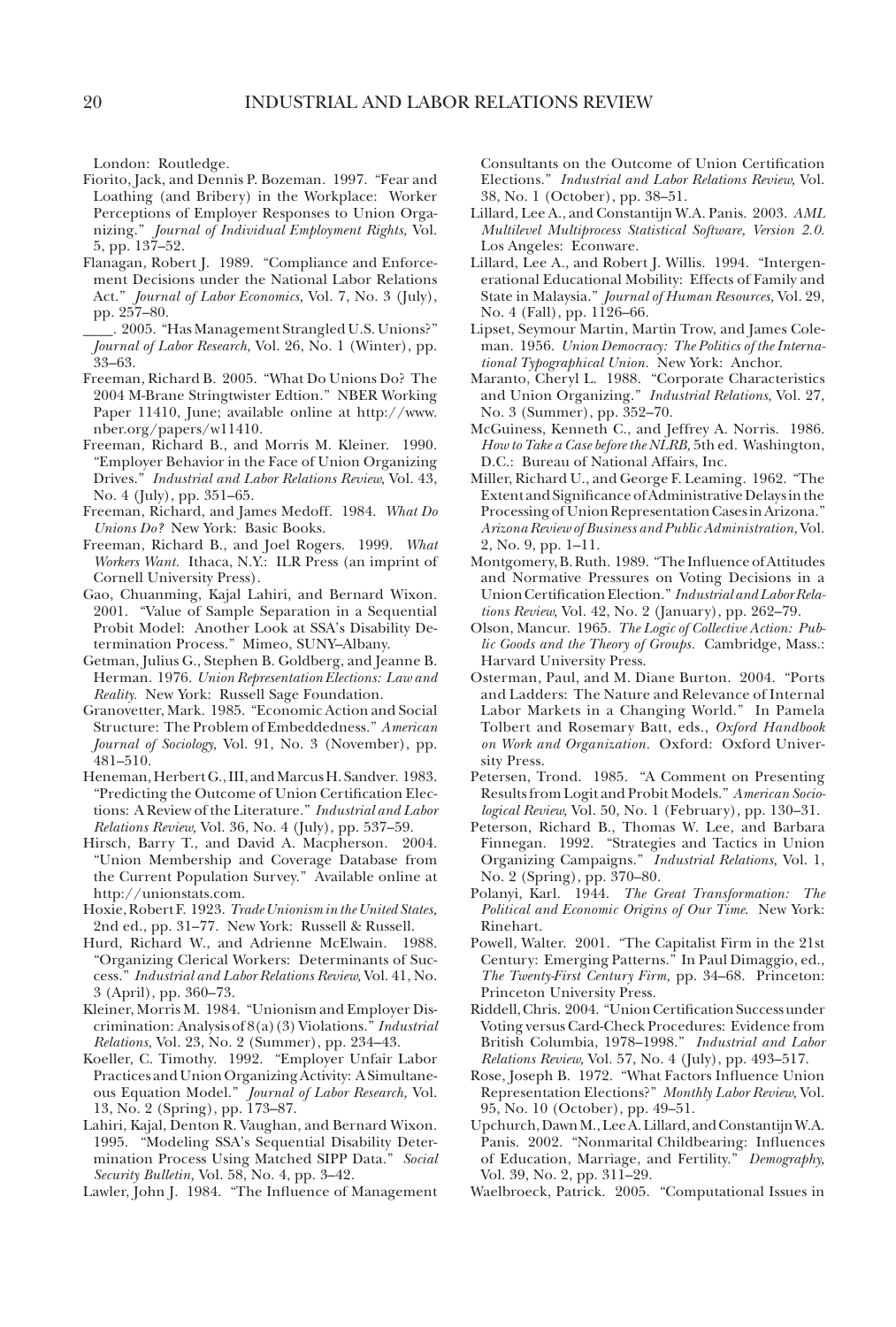London: Routledge.

Fiorito, Jack, and Dennis P. Bozeman. 1997. "Fear and Loathing (and Bribery) in the Workplace: Worker Perceptions of Employer Responses to Union Organizing." *Journal of Individual Employment Rights,* Vol. 5, pp. 137–52.

Flanagan, Robert J. 1989. "Compliance and Enforcement Decisions under the National Labor Relations Act." *Journal of Labor Economics,* Vol. 7, No. 3 (July), pp. 257–80.

____. 2005. "Has Management Strangled U.S. Unions?" *Journal of Labor Research,* Vol. 26, No. 1 (Winter), pp. 33–63.

Freeman, Richard B. 2005. "What Do Unions Do? The 2004 M-Brane Stringtwister Edtion." NBER Working Paper 11410, June; available online at http://www.nber.org/papers/w11410.

Freeman, Richard B., and Morris M. Kleiner. 1990. "Employer Behavior in the Face of Union Organizing Drives." *Industrial and Labor Relations Review,* Vol. 43, No. 4 (July), pp. 351–65.

Freeman, Richard, and James Medoff. 1984. *What Do Unions Do?* New York: Basic Books.

Freeman, Richard B., and Joel Rogers. 1999. *What Workers Want.* Ithaca, N.Y.: ILR Press (an imprint of Cornell University Press).

Gao, Chuanming, Kajal Lahiri, and Bernard Wixon. 2001. "Value of Sample Separation in a Sequential Probit Model: Another Look at SSA's Disability Determination Process." Mimeo, SUNY–Albany.

Getman, Julius G., Stephen B. Goldberg, and Jeanne B. Herman. 1976. *Union Representation Elections: Law and Reality.* New York: Russell Sage Foundation.

Granovetter, Mark. 1985. "Economic Action and Social Structure: The Problem of Embeddedness." *American Journal of Sociology,* Vol. 91, No. 3 (November), pp. 481–510.

Heneman, Herbert G., III, and Marcus H. Sandver. 1983. "Predicting the Outcome of Union Certification Elections: A Review of the Literature." *Industrial and Labor Relations Review,* Vol. 36, No. 4 (July), pp. 537–59.

Hirsch, Barry T., and David A. Macpherson. 2004. "Union Membership and Coverage Database from the Current Population Survey." Available online at http://unionstats.com.

Hoxie, Robert F. 1923. *Trade Unionism in the United States,* 2nd ed., pp. 31–77. New York: Russell & Russell.

Hurd, Richard W., and Adrienne McElwain. 1988. "Organizing Clerical Workers: Determinants of Success." *Industrial and Labor Relations Review,* Vol. 41, No. 3 (April), pp. 360–73.

Kleiner, Morris M. 1984. "Unionism and Employer Discrimination: Analysis of 8(a)(3) Violations." *Industrial Relations,* Vol. 23, No. 2 (Summer), pp. 234–43.

Koeller, C. Timothy. 1992. "Employer Unfair Labor Practices and Union Organizing Activity: A Simultaneous Equation Model." *Journal of Labor Research,* Vol. 13, No. 2 (Spring), pp. 173–87.

Lahiri, Kajal, Denton R. Vaughan, and Bernard Wixon. 1995. "Modeling SSA's Sequential Disability Determination Process Using Matched SIPP Data." *Social Security Bulletin,* Vol. 58, No. 4, pp. 3–42.

Lawler, John J. 1984. "The Influence of Management Consultants on the Outcome of Union Certification Elections." *Industrial and Labor Relations Review,* Vol. 38, No. 1 (October), pp. 38–51.

Lillard, Lee A., and Constantijn W.A. Panis. 2003. *AML Multilevel Multiprocess Statistical Software, Version 2.0.* Los Angeles: Econware.

Lillard, Lee A., and Robert J. Willis. 1994. "Intergenerational Educational Mobility: Effects of Family and State in Malaysia." *Journal of Human Resources,* Vol. 29, No. 4 (Fall), pp. 1126–66.

Lipset, Seymour Martin, Martin Trow, and James Coleman. 1956. *Union Democracy: The Politics of the International Typographical Union.* New York: Anchor.

Maranto, Cheryl L. 1988. "Corporate Characteristics and Union Organizing." *Industrial Relations,* Vol. 27, No. 3 (Summer), pp. 352–70.

McGuiness, Kenneth C., and Jeffrey A. Norris. 1986. *How to Take a Case before the NLRB,* 5th ed. Washington, D.C.: Bureau of National Affairs, Inc.

Miller, Richard U., and George F. Leaming. 1962. "The Extent and Significance of Administrative Delays in the Processing of Union Representation Cases in Arizona." *Arizona Review of Business and Public Administration,* Vol. 2, No. 9, pp. 1–11.

Montgomery, B. Ruth. 1989. "The Influence of Attitudes and Normative Pressures on Voting Decisions in a Union Certification Election." *Industrial and Labor Relations Review,* Vol. 42, No. 2 (January), pp. 262–79.

Olson, Mancur. 1965. *The Logic of Collective Action: Public Goods and the Theory of Groups.* Cambridge, Mass.: Harvard University Press.

Osterman, Paul, and M. Diane Burton. 2004. "Ports and Ladders: The Nature and Relevance of Internal Labor Markets in a Changing World." In Pamela Tolbert and Rosemary Batt, eds., *Oxford Handbook on Work and Organization.* Oxford: Oxford University Press.

Petersen, Trond. 1985. "A Comment on Presenting Results from Logit and Probit Models." *American Sociological Review,* Vol. 50, No. 1 (February), pp. 130–31.

Peterson, Richard B., Thomas W. Lee, and Barbara Finnegan. 1992. "Strategies and Tactics in Union Organizing Campaigns." *Industrial Relations,* Vol. 1, No. 2 (Spring), pp. 370–80.

Polanyi, Karl. 1944. *The Great Transformation: The Political and Economic Origins of Our Time.* New York: Rinehart.

Powell, Walter. 2001. "The Capitalist Firm in the 21st Century: Emerging Patterns." In Paul Dimaggio, ed., *The Twenty-First Century Firm,* pp. 34–68. Princeton: Princeton University Press.

Riddell, Chris. 2004. "Union Certification Success under Voting versus Card-Check Procedures: Evidence from British Columbia, 1978–1998." *Industrial and Labor Relations Review,* Vol. 57, No. 4 (July), pp. 493–517.

Rose, Joseph B. 1972. "What Factors Influence Union Representation Elections?" *Monthly Labor Review,* Vol. 95, No. 10 (October), pp. 49–51.

Upchurch, Dawn M., Lee A. Lillard, and Constantijn W.A. Panis. 2002. "Nonmarital Childbearing: Influences of Education, Marriage, and Fertility." *Demography,* Vol. 39, No. 2, pp. 311–29.

Waelbroeck, Patrick. 2005. "Computational Issues in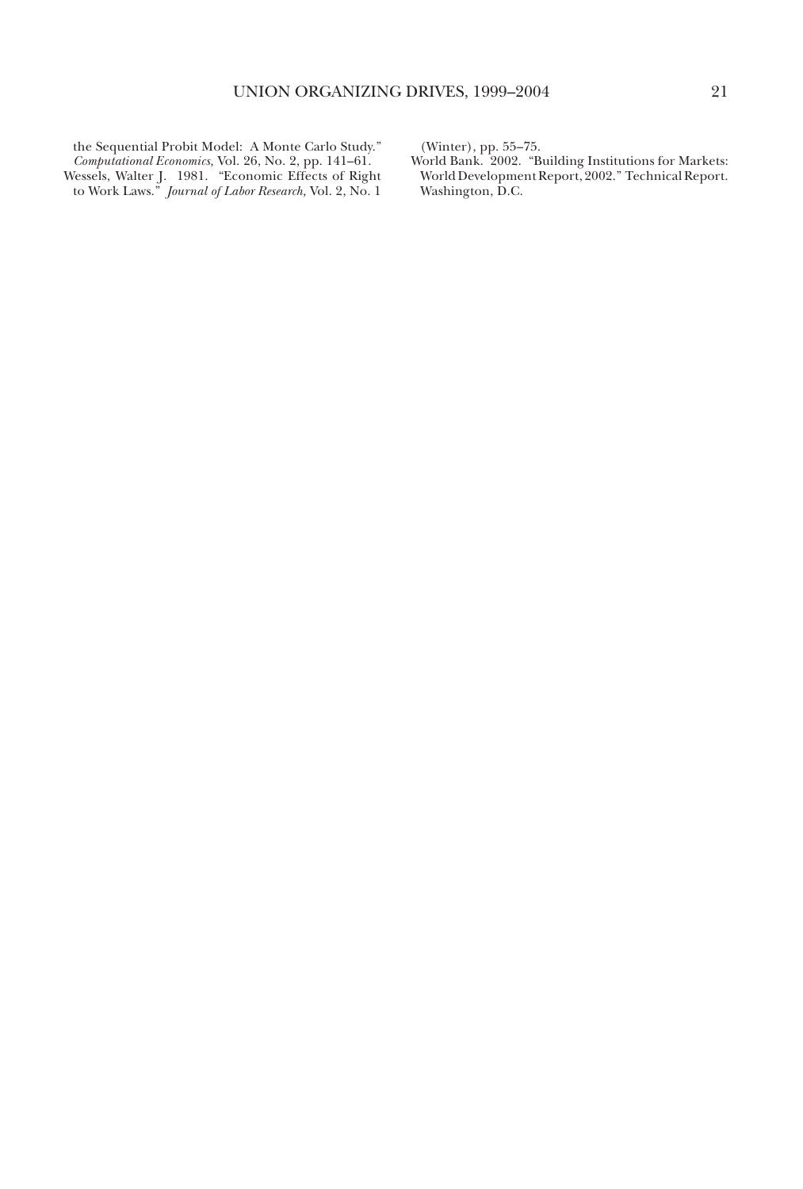the Sequential Probit Model: A Monte Carlo Study." *Computational Economics,* Vol. 26, No. 2, pp. 141–61.

Wessels, Walter J. 1981. "Economic Effects of Right to Work Laws." *Journal of Labor Research,* Vol. 2, No. 1 (Winter), pp. 55–75.

World Bank. 2002. "Building Institutions for Markets: World Development Report, 2002." Technical Report. Washington, D.C.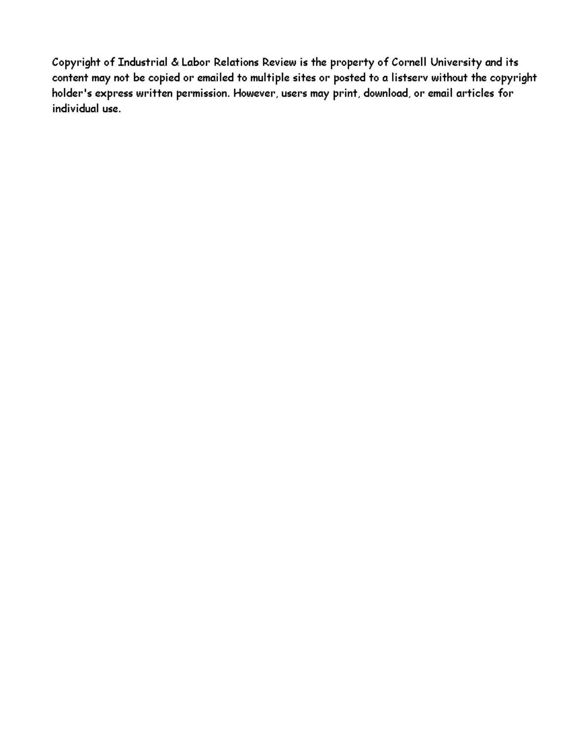Copyright of Industrial & Labor Relations Review is the property of Cornell University and its content may not be copied or emailed to multiple sites or posted to a listserv without the copyright holder's express written permission. However, users may print, download, or email articles for individual use.